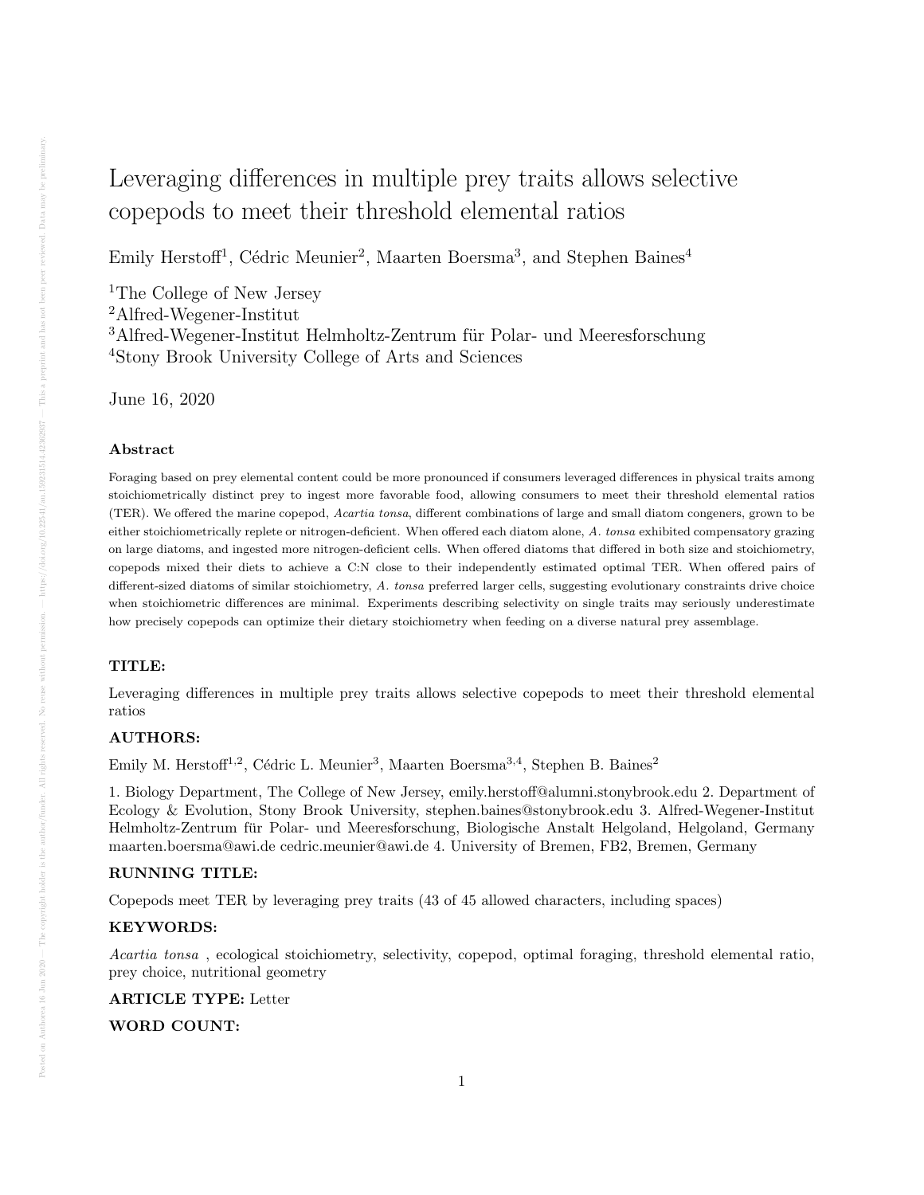# Leveraging differences in multiple prey traits allows selective copepods to meet their threshold elemental ratios

Emily Herstoff[1], Cédric Meunier[2], Maarten Boersma[3], and Stephen Baines[4]

[1]The College of New Jersey
[2]Alfred-Wegener-Institut
[3]Alfred-Wegener-Institut Helmholtz-Zentrum für Polar- und Meeresforschung
[4]Stony Brook University College of Arts and Sciences

June 16, 2020

### Abstract

Foraging based on prey elemental content could be more pronounced if consumers leveraged differences in physical traits among stoichiometrically distinct prey to ingest more favorable food, allowing consumers to meet their threshold elemental ratios (TER). We offered the marine copepod, *Acartia tonsa*, different combinations of large and small diatom congeners, grown to be either stoichiometrically replete or nitrogen-deficient. When offered each diatom alone, *A. tonsa* exhibited compensatory grazing on large diatoms, and ingested more nitrogen-deficient cells. When offered diatoms that differed in both size and stoichiometry, copepods mixed their diets to achieve a C:N close to their independently estimated optimal TER. When offered pairs of different-sized diatoms of similar stoichiometry, *A. tonsa* preferred larger cells, suggesting evolutionary constraints drive choice when stoichiometric differences are minimal. Experiments describing selectivity on single traits may seriously underestimate how precisely copepods can optimize their dietary stoichiometry when feeding on a diverse natural prey assemblage.

### TITLE:

Leveraging differences in multiple prey traits allows selective copepods to meet their threshold elemental ratios

### AUTHORS:

Emily M. Herstoff[1,2], Cédric L. Meunier[3], Maarten Boersma[3,4], Stephen B. Baines[2]

1. Biology Department, The College of New Jersey, emily.herstoff@alumni.stonybrook.edu 2. Department of Ecology & Evolution, Stony Brook University, stephen.baines@stonybrook.edu 3. Alfred-Wegener-Institut Helmholtz-Zentrum für Polar- und Meeresforschung, Biologische Anstalt Helgoland, Helgoland, Germany maarten.boersma@awi.de cedric.meunier@awi.de 4. University of Bremen, FB2, Bremen, Germany

### RUNNING TITLE:

Copepods meet TER by leveraging prey traits (43 of 45 allowed characters, including spaces)

### KEYWORDS:

*Acartia tonsa* , ecological stoichiometry, selectivity, copepod, optimal foraging, threshold elemental ratio, prey choice, nutritional geometry

**ARTICLE TYPE:** Letter

**WORD COUNT:**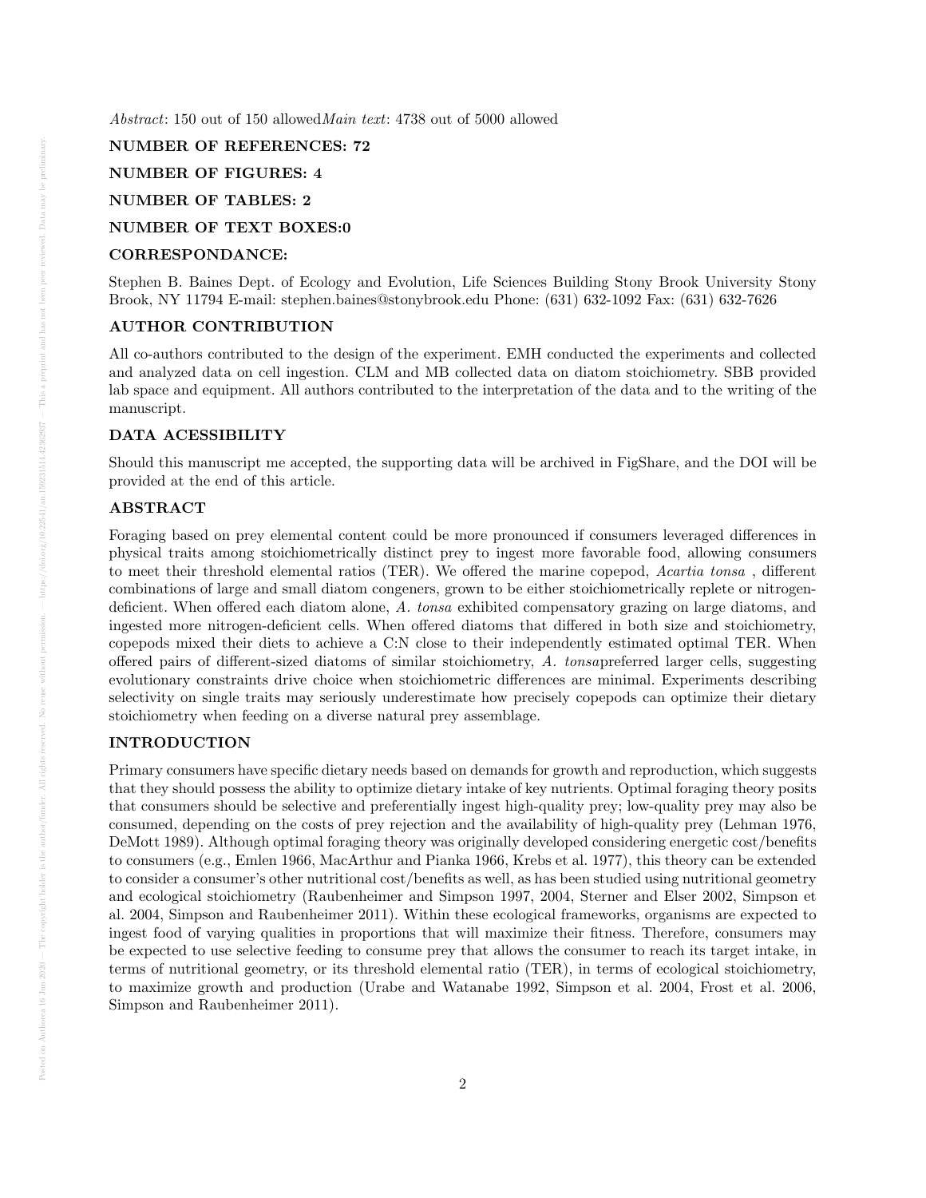*Abstract*: 150 out of 150 allowed*Main text*: 4738 out of 5000 allowed

**NUMBER OF REFERENCES: 72**

**NUMBER OF FIGURES: 4**

**NUMBER OF TABLES: 2**

**NUMBER OF TEXT BOXES:0**

**CORRESPONDANCE:**

Stephen B. Baines Dept. of Ecology and Evolution, Life Sciences Building Stony Brook University Stony Brook, NY 11794 E-mail: stephen.baines@stonybrook.edu Phone: (631) 632-1092 Fax: (631) 632-7626

## AUTHOR CONTRIBUTION

All co-authors contributed to the design of the experiment. EMH conducted the experiments and collected and analyzed data on cell ingestion. CLM and MB collected data on diatom stoichiometry. SBB provided lab space and equipment. All authors contributed to the interpretation of the data and to the writing of the manuscript.

## DATA ACESSIBILITY

Should this manuscript me accepted, the supporting data will be archived in FigShare, and the DOI will be provided at the end of this article.

## ABSTRACT

Foraging based on prey elemental content could be more pronounced if consumers leveraged differences in physical traits among stoichiometrically distinct prey to ingest more favorable food, allowing consumers to meet their threshold elemental ratios (TER). We offered the marine copepod, *Acartia tonsa* , different combinations of large and small diatom congeners, grown to be either stoichiometrically replete or nitrogen-deficient. When offered each diatom alone, *A. tonsa* exhibited compensatory grazing on large diatoms, and ingested more nitrogen-deficient cells. When offered diatoms that differed in both size and stoichiometry, copepods mixed their diets to achieve a C:N close to their independently estimated optimal TER. When offered pairs of different-sized diatoms of similar stoichiometry, *A. tonsa*preferred larger cells, suggesting evolutionary constraints drive choice when stoichiometric differences are minimal. Experiments describing selectivity on single traits may seriously underestimate how precisely copepods can optimize their dietary stoichiometry when feeding on a diverse natural prey assemblage.

## INTRODUCTION

Primary consumers have specific dietary needs based on demands for growth and reproduction, which suggests that they should possess the ability to optimize dietary intake of key nutrients. Optimal foraging theory posits that consumers should be selective and preferentially ingest high-quality prey; low-quality prey may also be consumed, depending on the costs of prey rejection and the availability of high-quality prey (Lehman 1976, DeMott 1989). Although optimal foraging theory was originally developed considering energetic cost/benefits to consumers (e.g., Emlen 1966, MacArthur and Pianka 1966, Krebs et al. 1977), this theory can be extended to consider a consumer's other nutritional cost/benefits as well, as has been studied using nutritional geometry and ecological stoichiometry (Raubenheimer and Simpson 1997, 2004, Sterner and Elser 2002, Simpson et al. 2004, Simpson and Raubenheimer 2011). Within these ecological frameworks, organisms are expected to ingest food of varying qualities in proportions that will maximize their fitness. Therefore, consumers may be expected to use selective feeding to consume prey that allows the consumer to reach its target intake, in terms of nutritional geometry, or its threshold elemental ratio (TER), in terms of ecological stoichiometry, to maximize growth and production (Urabe and Watanabe 1992, Simpson et al. 2004, Frost et al. 2006, Simpson and Raubenheimer 2011).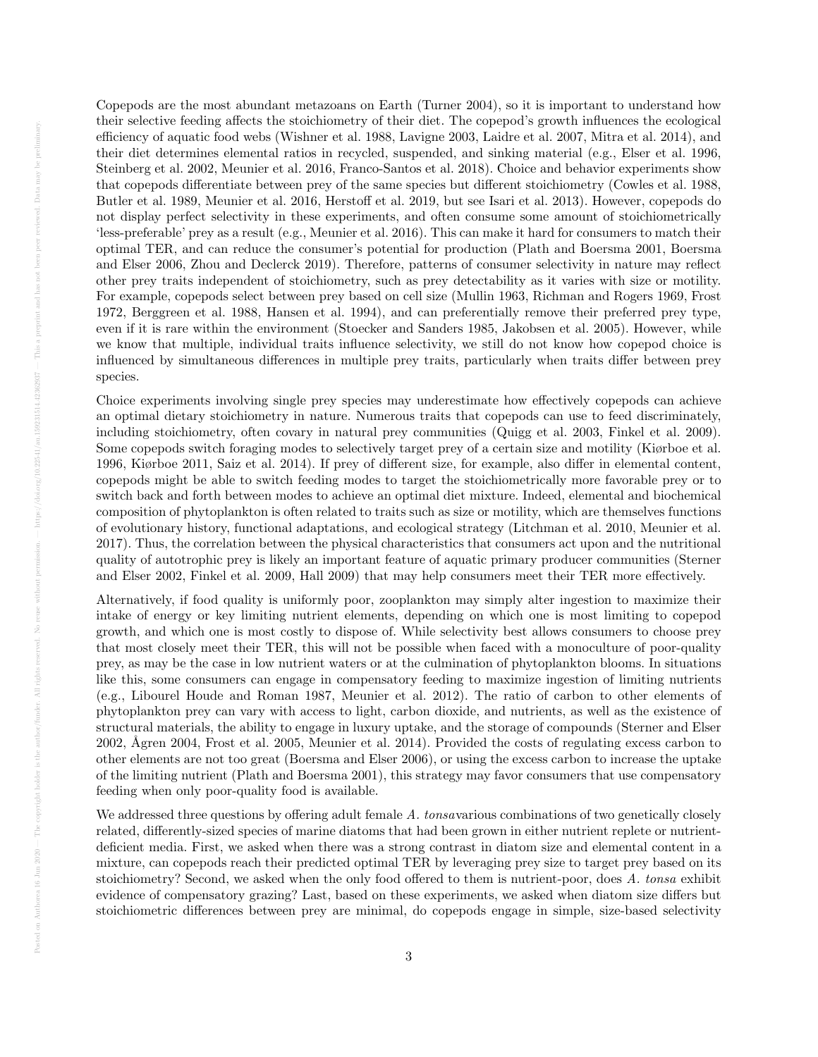Copepods are the most abundant metazoans on Earth (Turner 2004), so it is important to understand how their selective feeding affects the stoichiometry of their diet. The copepod's growth influences the ecological efficiency of aquatic food webs (Wishner et al. 1988, Lavigne 2003, Laidre et al. 2007, Mitra et al. 2014), and their diet determines elemental ratios in recycled, suspended, and sinking material (e.g., Elser et al. 1996, Steinberg et al. 2002, Meunier et al. 2016, Franco-Santos et al. 2018). Choice and behavior experiments show that copepods differentiate between prey of the same species but different stoichiometry (Cowles et al. 1988, Butler et al. 1989, Meunier et al. 2016, Herstoff et al. 2019, but see Isari et al. 2013). However, copepods do not display perfect selectivity in these experiments, and often consume some amount of stoichiometrically 'less-preferable' prey as a result (e.g., Meunier et al. 2016). This can make it hard for consumers to match their optimal TER, and can reduce the consumer's potential for production (Plath and Boersma 2001, Boersma and Elser 2006, Zhou and Declerck 2019). Therefore, patterns of consumer selectivity in nature may reflect other prey traits independent of stoichiometry, such as prey detectability as it varies with size or motility. For example, copepods select between prey based on cell size (Mullin 1963, Richman and Rogers 1969, Frost 1972, Berggreen et al. 1988, Hansen et al. 1994), and can preferentially remove their preferred prey type, even if it is rare within the environment (Stoecker and Sanders 1985, Jakobsen et al. 2005). However, while we know that multiple, individual traits influence selectivity, we still do not know how copepod choice is influenced by simultaneous differences in multiple prey traits, particularly when traits differ between prey species.

Choice experiments involving single prey species may underestimate how effectively copepods can achieve an optimal dietary stoichiometry in nature. Numerous traits that copepods can use to feed discriminately, including stoichiometry, often covary in natural prey communities (Quigg et al. 2003, Finkel et al. 2009). Some copepods switch foraging modes to selectively target prey of a certain size and motility (Kiørboe et al. 1996, Kiørboe 2011, Saiz et al. 2014). If prey of different size, for example, also differ in elemental content, copepods might be able to switch feeding modes to target the stoichiometrically more favorable prey or to switch back and forth between modes to achieve an optimal diet mixture. Indeed, elemental and biochemical composition of phytoplankton is often related to traits such as size or motility, which are themselves functions of evolutionary history, functional adaptations, and ecological strategy (Litchman et al. 2010, Meunier et al. 2017). Thus, the correlation between the physical characteristics that consumers act upon and the nutritional quality of autotrophic prey is likely an important feature of aquatic primary producer communities (Sterner and Elser 2002, Finkel et al. 2009, Hall 2009) that may help consumers meet their TER more effectively.

Alternatively, if food quality is uniformly poor, zooplankton may simply alter ingestion to maximize their intake of energy or key limiting nutrient elements, depending on which one is most limiting to copepod growth, and which one is most costly to dispose of. While selectivity best allows consumers to choose prey that most closely meet their TER, this will not be possible when faced with a monoculture of poor-quality prey, as may be the case in low nutrient waters or at the culmination of phytoplankton blooms. In situations like this, some consumers can engage in compensatory feeding to maximize ingestion of limiting nutrients (e.g., Libourel Houde and Roman 1987, Meunier et al. 2012). The ratio of carbon to other elements of phytoplankton prey can vary with access to light, carbon dioxide, and nutrients, as well as the existence of structural materials, the ability to engage in luxury uptake, and the storage of compounds (Sterner and Elser 2002, Ågren 2004, Frost et al. 2005, Meunier et al. 2014). Provided the costs of regulating excess carbon to other elements are not too great (Boersma and Elser 2006), or using the excess carbon to increase the uptake of the limiting nutrient (Plath and Boersma 2001), this strategy may favor consumers that use compensatory feeding when only poor-quality food is available.

We addressed three questions by offering adult female *A. tonsa*various combinations of two genetically closely related, differently-sized species of marine diatoms that had been grown in either nutrient replete or nutrient-deficient media. First, we asked when there was a strong contrast in diatom size and elemental content in a mixture, can copepods reach their predicted optimal TER by leveraging prey size to target prey based on its stoichiometry? Second, we asked when the only food offered to them is nutrient-poor, does *A. tonsa* exhibit evidence of compensatory grazing? Last, based on these experiments, we asked when diatom size differs but stoichiometric differences between prey are minimal, do copepods engage in simple, size-based selectivity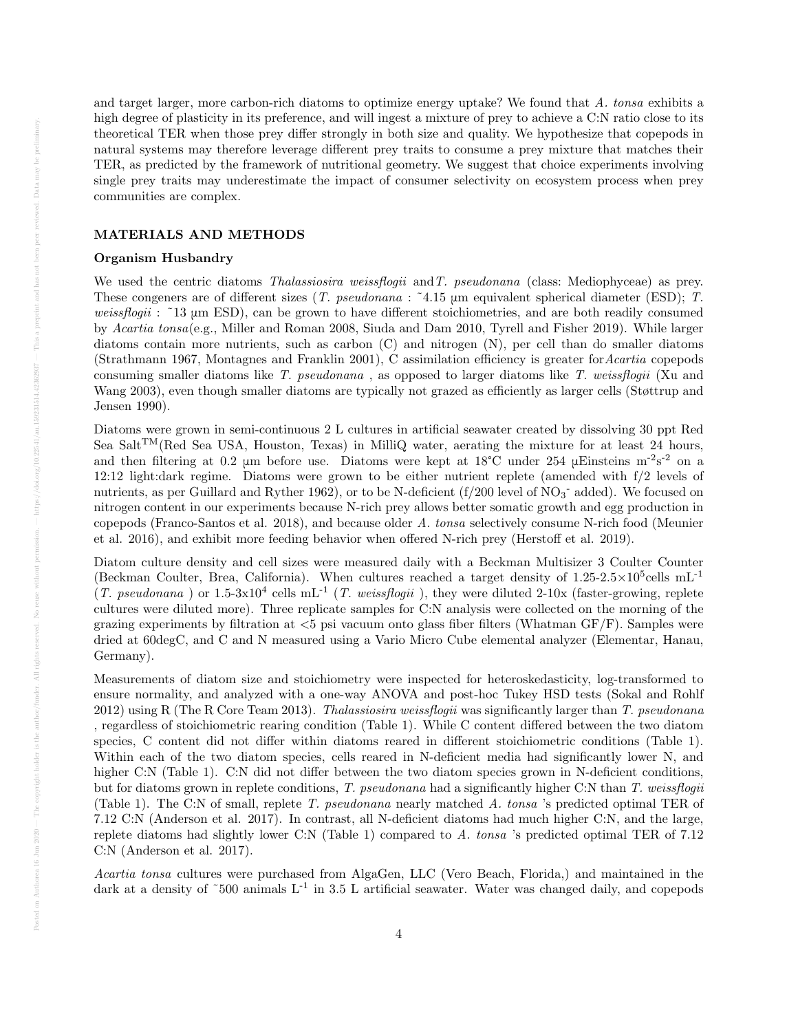and target larger, more carbon-rich diatoms to optimize energy uptake? We found that *A. tonsa* exhibits a high degree of plasticity in its preference, and will ingest a mixture of prey to achieve a C:N ratio close to its theoretical TER when those prey differ strongly in both size and quality. We hypothesize that copepods in natural systems may therefore leverage different prey traits to consume a prey mixture that matches their TER, as predicted by the framework of nutritional geometry. We suggest that choice experiments involving single prey traits may underestimate the impact of consumer selectivity on ecosystem process when prey communities are complex.

## MATERIALS AND METHODS

### Organism Husbandry

We used the centric diatoms *Thalassiosira weissflogii* and *T. pseudonana* (class: Mediophyceae) as prey. These congeners are of different sizes (*T. pseudonana* : ~4.15 µm equivalent spherical diameter (ESD); *T. weissflogii* : ~13 µm ESD), can be grown to have different stoichiometries, and are both readily consumed by *Acartia tonsa*(e.g., Miller and Roman 2008, Siuda and Dam 2010, Tyrell and Fisher 2019). While larger diatoms contain more nutrients, such as carbon (C) and nitrogen (N), per cell than do smaller diatoms (Strathmann 1967, Montagnes and Franklin 2001), C assimilation efficiency is greater for *Acartia* copepods consuming smaller diatoms like *T. pseudonana* , as opposed to larger diatoms like *T. weissflogii* (Xu and Wang 2003), even though smaller diatoms are typically not grazed as efficiently as larger cells (Støttrup and Jensen 1990).

Diatoms were grown in semi-continuous 2 L cultures in artificial seawater created by dissolving 30 ppt Red Sea Salt$^{TM}$(Red Sea USA, Houston, Texas) in MilliQ water, aerating the mixture for at least 24 hours, and then filtering at 0.2 µm before use. Diatoms were kept at 18°C under 254 µEinsteins m$^{-2}$s$^{-2}$ on a 12:12 light:dark regime. Diatoms were grown to be either nutrient replete (amended with f/2 levels of nutrients, as per Guillard and Ryther 1962), or to be N-deficient (f/200 level of $NO_3^-$ added). We focused on nitrogen content in our experiments because N-rich prey allows better somatic growth and egg production in copepods (Franco-Santos et al. 2018), and because older *A. tonsa* selectively consume N-rich food (Meunier et al. 2016), and exhibit more feeding behavior when offered N-rich prey (Herstoff et al. 2019).

Diatom culture density and cell sizes were measured daily with a Beckman Multisizer 3 Coulter Counter (Beckman Coulter, Brea, California). When cultures reached a target density of 1.25-2.5×10$^5$cells mL$^{-1}$ (*T. pseudonana* ) or 1.5-3x10$^4$ cells mL$^{-1}$ (*T. weissflogii* ), they were diluted 2-10x (faster-growing, replete cultures were diluted more). Three replicate samples for C:N analysis were collected on the morning of the grazing experiments by filtration at <5 psi vacuum onto glass fiber filters (Whatman GF/F). Samples were dried at 60degC, and C and N measured using a Vario Micro Cube elemental analyzer (Elementar, Hanau, Germany).

Measurements of diatom size and stoichiometry were inspected for heteroskedasticity, log-transformed to ensure normality, and analyzed with a one-way ANOVA and post-hoc Tukey HSD tests (Sokal and Rohlf 2012) using R (The R Core Team 2013). *Thalassiosira weissflogii* was significantly larger than *T. pseudonana* , regardless of stoichiometric rearing condition (Table 1). While C content differed between the two diatom species, C content did not differ within diatoms reared in different stoichiometric conditions (Table 1). Within each of the two diatom species, cells reared in N-deficient media had significantly lower N, and higher C:N (Table 1). C:N did not differ between the two diatom species grown in N-deficient conditions, but for diatoms grown in replete conditions, *T. pseudonana* had a significantly higher C:N than *T. weissflogii* (Table 1). The C:N of small, replete *T. pseudonana* nearly matched *A. tonsa* 's predicted optimal TER of 7.12 C:N (Anderson et al. 2017). In contrast, all N-deficient diatoms had much higher C:N, and the large, replete diatoms had slightly lower C:N (Table 1) compared to *A. tonsa* 's predicted optimal TER of 7.12 C:N (Anderson et al. 2017).

*Acartia tonsa* cultures were purchased from AlgaGen, LLC (Vero Beach, Florida,) and maintained in the dark at a density of ~500 animals L$^{-1}$ in 3.5 L artificial seawater. Water was changed daily, and copepods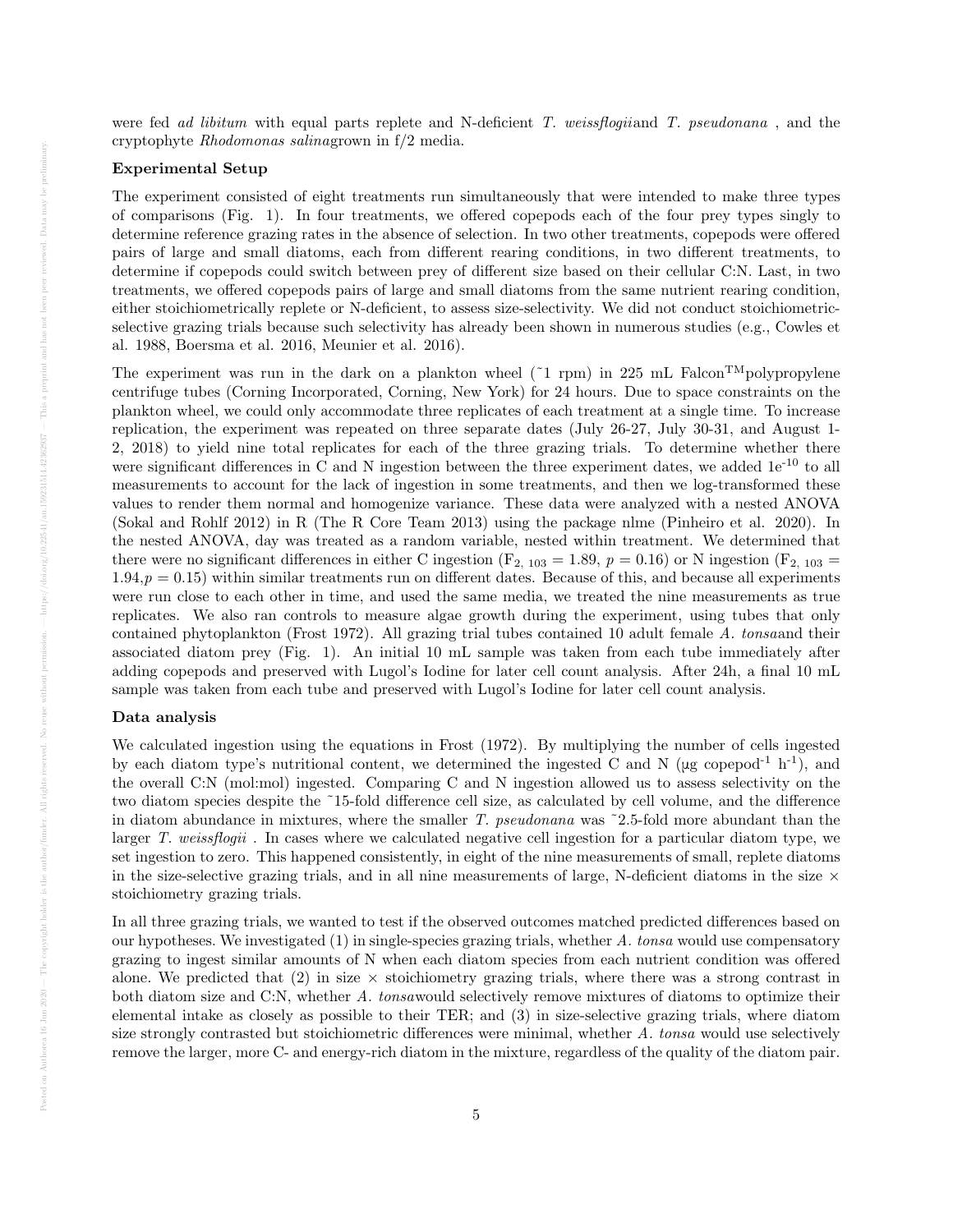were fed *ad libitum* with equal parts replete and N-deficient *T. weissflogii*and *T. pseudonana* , and the cryptophyte *Rhodomonas salina*grown in f/2 media.

**Experimental Setup**

The experiment consisted of eight treatments run simultaneously that were intended to make three types of comparisons (Fig. 1). In four treatments, we offered copepods each of the four prey types singly to determine reference grazing rates in the absence of selection. In two other treatments, copepods were offered pairs of large and small diatoms, each from different rearing conditions, in two different treatments, to determine if copepods could switch between prey of different size based on their cellular C:N. Last, in two treatments, we offered copepods pairs of large and small diatoms from the same nutrient rearing condition, either stoichiometrically replete or N-deficient, to assess size-selectivity. We did not conduct stoichiometric-selective grazing trials because such selectivity has already been shown in numerous studies (e.g., Cowles et al. 1988, Boersma et al. 2016, Meunier et al. 2016).

The experiment was run in the dark on a plankton wheel (~1 rpm) in 225 mL Falcon$^{TM}$polypropylene centrifuge tubes (Corning Incorporated, Corning, New York) for 24 hours. Due to space constraints on the plankton wheel, we could only accommodate three replicates of each treatment at a single time. To increase replication, the experiment was repeated on three separate dates (July 26-27, July 30-31, and August 1-2, 2018) to yield nine total replicates for each of the three grazing trials. To determine whether there were significant differences in C and N ingestion between the three experiment dates, we added $1e^{-10}$ to all measurements to account for the lack of ingestion in some treatments, and then we log-transformed these values to render them normal and homogenize variance. These data were analyzed with a nested ANOVA (Sokal and Rohlf 2012) in R (The R Core Team 2013) using the package nlme (Pinheiro et al. 2020). In the nested ANOVA, day was treated as a random variable, nested within treatment. We determined that there were no significant differences in either C ingestion ($F_{2,\ 103} = 1.89$, $p = 0.16$) or N ingestion ($F_{2,\ 103} = 1.94, p = 0.15$) within similar treatments run on different dates. Because of this, and because all experiments were run close to each other in time, and used the same media, we treated the nine measurements as true replicates. We also ran controls to measure algae growth during the experiment, using tubes that only contained phytoplankton (Frost 1972). All grazing trial tubes contained 10 adult female *A. tonsa*and their associated diatom prey (Fig. 1). An initial 10 mL sample was taken from each tube immediately after adding copepods and preserved with Lugol's Iodine for later cell count analysis. After 24h, a final 10 mL sample was taken from each tube and preserved with Lugol's Iodine for later cell count analysis.

**Data analysis**

We calculated ingestion using the equations in Frost (1972). By multiplying the number of cells ingested by each diatom type's nutritional content, we determined the ingested C and N (µg copepod$^{-1}$ h$^{-1}$), and the overall C:N (mol:mol) ingested. Comparing C and N ingestion allowed us to assess selectivity on the two diatom species despite the ~15-fold difference cell size, as calculated by cell volume, and the difference in diatom abundance in mixtures, where the smaller *T. pseudonana* was ~2.5-fold more abundant than the larger *T. weissflogii* . In cases where we calculated negative cell ingestion for a particular diatom type, we set ingestion to zero. This happened consistently, in eight of the nine measurements of small, replete diatoms in the size-selective grazing trials, and in all nine measurements of large, N-deficient diatoms in the size × stoichiometry grazing trials.

In all three grazing trials, we wanted to test if the observed outcomes matched predicted differences based on our hypotheses. We investigated (1) in single-species grazing trials, whether *A. tonsa* would use compensatory grazing to ingest similar amounts of N when each diatom species from each nutrient condition was offered alone. We predicted that (2) in size × stoichiometry grazing trials, where there was a strong contrast in both diatom size and C:N, whether *A. tonsa*would selectively remove mixtures of diatoms to optimize their elemental intake as closely as possible to their TER; and (3) in size-selective grazing trials, where diatom size strongly contrasted but stoichiometric differences were minimal, whether *A. tonsa* would use selectively remove the larger, more C- and energy-rich diatom in the mixture, regardless of the quality of the diatom pair.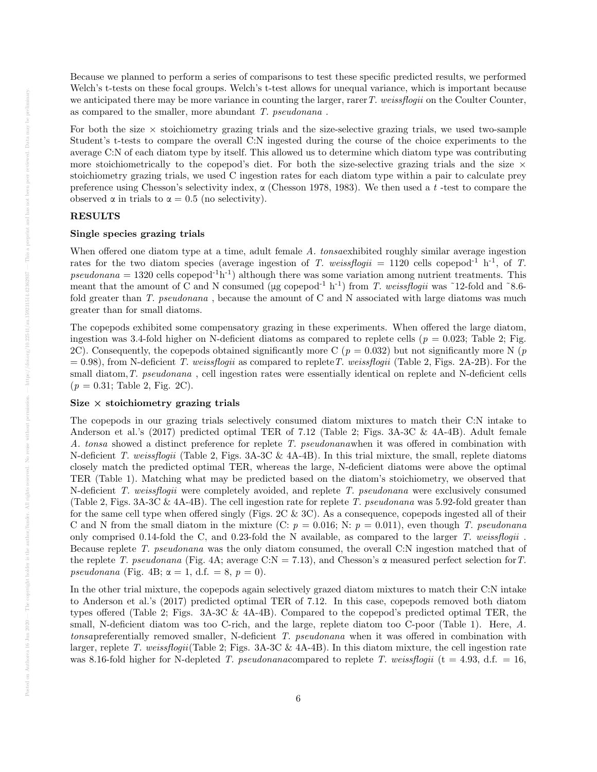Because we planned to perform a series of comparisons to test these specific predicted results, we performed Welch's t-tests on these focal groups. Welch's t-test allows for unequal variance, which is important because we anticipated there may be more variance in counting the larger, rarer *T. weissflogii* on the Coulter Counter, as compared to the smaller, more abundant *T. pseudonana* .

For both the size × stoichiometry grazing trials and the size-selective grazing trials, we used two-sample Student's t-tests to compare the overall C:N ingested during the course of the choice experiments to the average C:N of each diatom type by itself. This allowed us to determine which diatom type was contributing more stoichiometrically to the copepod's diet. For both the size-selective grazing trials and the size × stoichiometry grazing trials, we used C ingestion rates for each diatom type within a pair to calculate prey preference using Chesson's selectivity index, α (Chesson 1978, 1983). We then used a *t* -test to compare the observed α in trials to α = 0.5 (no selectivity).

**RESULTS**

**Single species grazing trials**

When offered one diatom type at a time, adult female *A. tonsa* exhibited roughly similar average ingestion rates for the two diatom species (average ingestion of *T. weissflogii* = 1120 cells copepod$^{-1}$ h$^{-1}$, of *T. pseudonana* = 1320 cells copepod$^{-1}$h$^{-1}$) although there was some variation among nutrient treatments. This meant that the amount of C and N consumed (μg copepod$^{-1}$ h$^{-1}$) from *T. weissflogii* was ~12-fold and ~8.6-fold greater than *T. pseudonana* , because the amount of C and N associated with large diatoms was much greater than for small diatoms.

The copepods exhibited some compensatory grazing in these experiments. When offered the large diatom, ingestion was 3.4-fold higher on N-deficient diatoms as compared to replete cells ($p$ = 0.023; Table 2; Fig. 2C). Consequently, the copepods obtained significantly more C ($p$ = 0.032) but not significantly more N ($p$ = 0.98), from N-deficient *T. weissflogii* as compared to replete *T. weissflogii* (Table 2, Figs. 2A-2B). For the small diatom, *T. pseudonana* , cell ingestion rates were essentially identical on replete and N-deficient cells ($p$ = 0.31; Table 2, Fig. 2C).

**Size × stoichiometry grazing trials**

The copepods in our grazing trials selectively consumed diatom mixtures to match their C:N intake to Anderson et al.'s (2017) predicted optimal TER of 7.12 (Table 2; Figs. 3A-3C & 4A-4B). Adult female *A. tonsa* showed a distinct preference for replete *T. pseudonana* when it was offered in combination with N-deficient *T. weissflogii* (Table 2, Figs. 3A-3C & 4A-4B). In this trial mixture, the small, replete diatoms closely match the predicted optimal TER, whereas the large, N-deficient diatoms were above the optimal TER (Table 1). Matching what may be predicted based on the diatom's stoichiometry, we observed that N-deficient *T. weissflogii* were completely avoided, and replete *T. pseudonana* were exclusively consumed (Table 2, Figs. 3A-3C & 4A-4B). The cell ingestion rate for replete *T. pseudonana* was 5.92-fold greater than for the same cell type when offered singly (Figs. 2C & 3C). As a consequence, copepods ingested all of their C and N from the small diatom in the mixture (C: $p$ = 0.016; N: $p$ = 0.011), even though *T. pseudonana* only comprised 0.14-fold the C, and 0.23-fold the N available, as compared to the larger *T. weissflogii* . Because replete *T. pseudonana* was the only diatom consumed, the overall C:N ingestion matched that of the replete *T. pseudonana* (Fig. 4A; average C:N = 7.13), and Chesson's α measured perfect selection for *T. pseudonana* (Fig. 4B; α = 1, d.f. = 8, $p$ = 0).

In the other trial mixture, the copepods again selectively grazed diatom mixtures to match their C:N intake to Anderson et al.'s (2017) predicted optimal TER of 7.12. In this case, copepods removed both diatom types offered (Table 2; Figs. 3A-3C & 4A-4B). Compared to the copepod's predicted optimal TER, the small, N-deficient diatom was too C-rich, and the large, replete diatom too C-poor (Table 1). Here, *A. tonsa* preferentially removed smaller, N-deficient *T. pseudonana* when it was offered in combination with larger, replete *T. weissflogii* (Table 2; Figs. 3A-3C & 4A-4B). In this diatom mixture, the cell ingestion rate was 8.16-fold higher for N-depleted *T. pseudonana* compared to replete *T. weissflogii* (t = 4.93, d.f. = 16,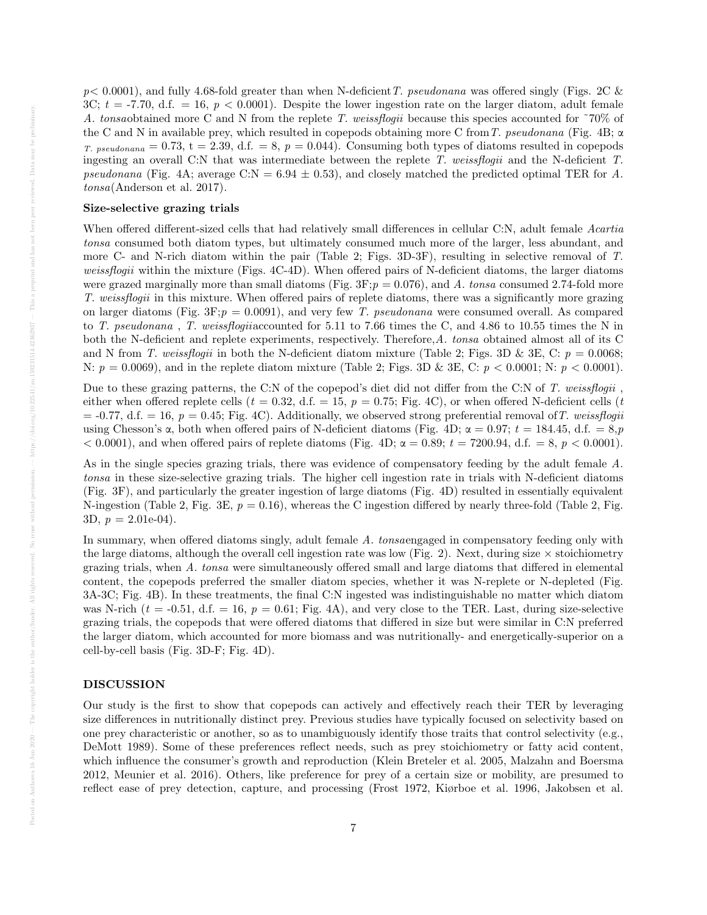$p < 0.0001$), and fully 4.68-fold greater than when N-deficient *T. pseudonana* was offered singly (Figs. 2C & 3C; $t = -7.70$, d.f. = 16, $p < 0.0001$). Despite the lower ingestion rate on the larger diatom, adult female *A. tonsa* obtained more C and N from the replete *T. weissflogii* because this species accounted for ~70% of the C and N in available prey, which resulted in copepods obtaining more C from *T. pseudonana* (Fig. 4B; $\alpha_{T.\ pseudonana} = 0.73$, t = 2.39, d.f. = 8, $p = 0.044$). Consuming both types of diatoms resulted in copepods ingesting an overall C:N that was intermediate between the replete *T. weissflogii* and the N-deficient *T. pseudonana* (Fig. 4A; average C:N = 6.94 ± 0.53), and closely matched the predicted optimal TER for *A. tonsa* (Anderson et al. 2017).

**Size-selective grazing trials**

When offered different-sized cells that had relatively small differences in cellular C:N, adult female *Acartia tonsa* consumed both diatom types, but ultimately consumed much more of the larger, less abundant, and more C- and N-rich diatom within the pair (Table 2; Figs. 3D-3F), resulting in selective removal of *T. weissflogii* within the mixture (Figs. 4C-4D). When offered pairs of N-deficient diatoms, the larger diatoms were grazed marginally more than small diatoms (Fig. 3F; $p = 0.076$), and *A. tonsa* consumed 2.74-fold more *T. weissflogii* in this mixture. When offered pairs of replete diatoms, there was a significantly more grazing on larger diatoms (Fig. 3F; $p = 0.0091$), and very few *T. pseudonana* were consumed overall. As compared to *T. pseudonana* , *T. weissflogii* accounted for 5.11 to 7.66 times the C, and 4.86 to 10.55 times the N in both the N-deficient and replete experiments, respectively. Therefore, *A. tonsa* obtained almost all of its C and N from *T. weissflogii* in both the N-deficient diatom mixture (Table 2; Figs. 3D & 3E, C: $p = 0.0068$; N: $p = 0.0069$), and in the replete diatom mixture (Table 2; Figs. 3D & 3E, C: $p < 0.0001$; N: $p < 0.0001$).

Due to these grazing patterns, the C:N of the copepod's diet did not differ from the C:N of *T. weissflogii* , either when offered replete cells ($t = 0.32$, d.f. = 15, $p = 0.75$; Fig. 4C), or when offered N-deficient cells ($t = -0.77$, d.f. = 16, $p = 0.45$; Fig. 4C). Additionally, we observed strong preferential removal of *T. weissflogii* using Chesson's α, both when offered pairs of N-deficient diatoms (Fig. 4D; α = 0.97; $t = 184.45$, d.f. = 8, $p < 0.0001$), and when offered pairs of replete diatoms (Fig. 4D; α = 0.89; $t = 7200.94$, d.f. = 8, $p < 0.0001$).

As in the single species grazing trials, there was evidence of compensatory feeding by the adult female *A. tonsa* in these size-selective grazing trials. The higher cell ingestion rate in trials with N-deficient diatoms (Fig. 3F), and particularly the greater ingestion of large diatoms (Fig. 4D) resulted in essentially equivalent N-ingestion (Table 2, Fig. 3E, $p = 0.16$), whereas the C ingestion differed by nearly three-fold (Table 2, Fig. 3D, $p = 2.01\text{e-}04$).

In summary, when offered diatoms singly, adult female *A. tonsa* engaged in compensatory feeding only with the large diatoms, although the overall cell ingestion rate was low (Fig. 2). Next, during size × stoichiometry grazing trials, when *A. tonsa* were simultaneously offered small and large diatoms that differed in elemental content, the copepods preferred the smaller diatom species, whether it was N-replete or N-depleted (Fig. 3A-3C; Fig. 4B). In these treatments, the final C:N ingested was indistinguishable no matter which diatom was N-rich ($t = -0.51$, d.f. = 16, $p = 0.61$; Fig. 4A), and very close to the TER. Last, during size-selective grazing trials, the copepods that were offered diatoms that differed in size but were similar in C:N preferred the larger diatom, which accounted for more biomass and was nutritionally- and energetically-superior on a cell-by-cell basis (Fig. 3D-F; Fig. 4D).

## DISCUSSION

Our study is the first to show that copepods can actively and effectively reach their TER by leveraging size differences in nutritionally distinct prey. Previous studies have typically focused on selectivity based on one prey characteristic or another, so as to unambiguously identify those traits that control selectivity (e.g., DeMott 1989). Some of these preferences reflect needs, such as prey stoichiometry or fatty acid content, which influence the consumer's growth and reproduction (Klein Breteler et al. 2005, Malzahn and Boersma 2012, Meunier et al. 2016). Others, like preference for prey of a certain size or mobility, are presumed to reflect ease of prey detection, capture, and processing (Frost 1972, Kiørboe et al. 1996, Jakobsen et al.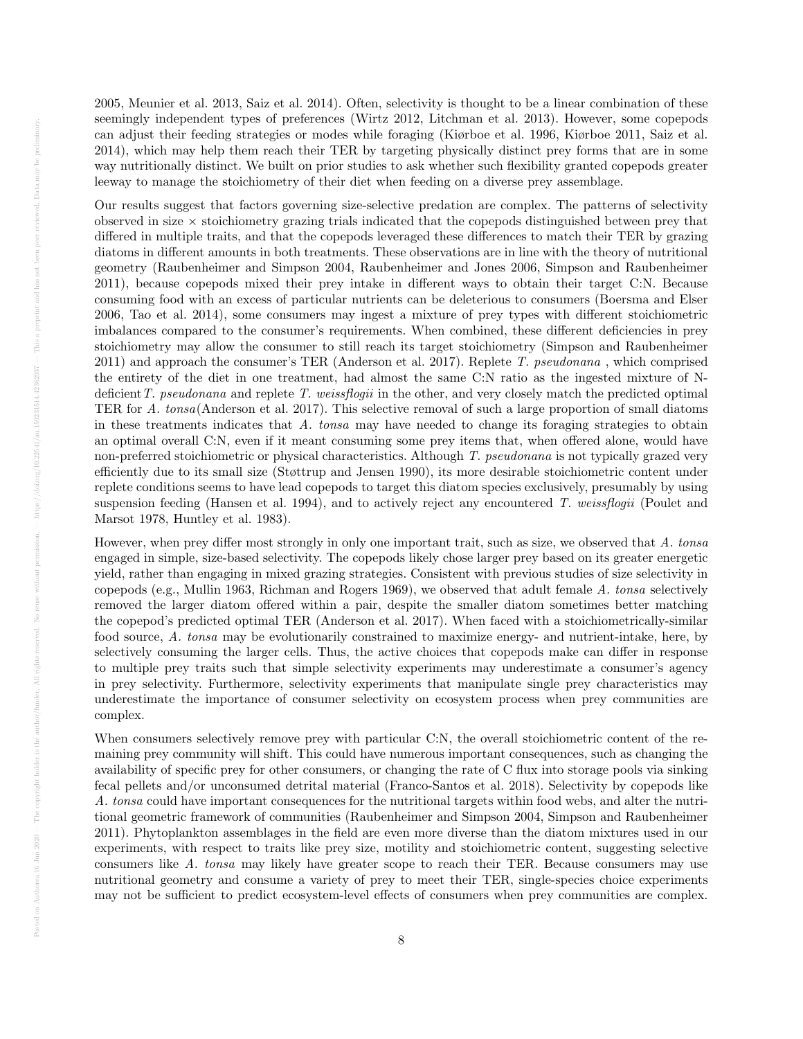2005, Meunier et al. 2013, Saiz et al. 2014). Often, selectivity is thought to be a linear combination of these seemingly independent types of preferences (Wirtz 2012, Litchman et al. 2013). However, some copepods can adjust their feeding strategies or modes while foraging (Kiørboe et al. 1996, Kiørboe 2011, Saiz et al. 2014), which may help them reach their TER by targeting physically distinct prey forms that are in some way nutritionally distinct. We built on prior studies to ask whether such flexibility granted copepods greater leeway to manage the stoichiometry of their diet when feeding on a diverse prey assemblage.

Our results suggest that factors governing size-selective predation are complex. The patterns of selectivity observed in size × stoichiometry grazing trials indicated that the copepods distinguished between prey that differed in multiple traits, and that the copepods leveraged these differences to match their TER by grazing diatoms in different amounts in both treatments. These observations are in line with the theory of nutritional geometry (Raubenheimer and Simpson 2004, Raubenheimer and Jones 2006, Simpson and Raubenheimer 2011), because copepods mixed their prey intake in different ways to obtain their target C:N. Because consuming food with an excess of particular nutrients can be deleterious to consumers (Boersma and Elser 2006, Tao et al. 2014), some consumers may ingest a mixture of prey types with different stoichiometric imbalances compared to the consumer's requirements. When combined, these different deficiencies in prey stoichiometry may allow the consumer to still reach its target stoichiometry (Simpson and Raubenheimer 2011) and approach the consumer's TER (Anderson et al. 2017). Replete *T. pseudonana* , which comprised the entirety of the diet in one treatment, had almost the same C:N ratio as the ingested mixture of N-deficient *T. pseudonana* and replete *T. weissflogii* in the other, and very closely match the predicted optimal TER for *A. tonsa*(Anderson et al. 2017). This selective removal of such a large proportion of small diatoms in these treatments indicates that *A. tonsa* may have needed to change its foraging strategies to obtain an optimal overall C:N, even if it meant consuming some prey items that, when offered alone, would have non-preferred stoichiometric or physical characteristics. Although *T. pseudonana* is not typically grazed very efficiently due to its small size (Støttrup and Jensen 1990), its more desirable stoichiometric content under replete conditions seems to have lead copepods to target this diatom species exclusively, presumably by using suspension feeding (Hansen et al. 1994), and to actively reject any encountered *T. weissflogii* (Poulet and Marsot 1978, Huntley et al. 1983).

However, when prey differ most strongly in only one important trait, such as size, we observed that *A. tonsa* engaged in simple, size-based selectivity. The copepods likely chose larger prey based on its greater energetic yield, rather than engaging in mixed grazing strategies. Consistent with previous studies of size selectivity in copepods (e.g., Mullin 1963, Richman and Rogers 1969), we observed that adult female *A. tonsa* selectively removed the larger diatom offered within a pair, despite the smaller diatom sometimes better matching the copepod's predicted optimal TER (Anderson et al. 2017). When faced with a stoichiometrically-similar food source, *A. tonsa* may be evolutionarily constrained to maximize energy- and nutrient-intake, here, by selectively consuming the larger cells. Thus, the active choices that copepods make can differ in response to multiple prey traits such that simple selectivity experiments may underestimate a consumer's agency in prey selectivity. Furthermore, selectivity experiments that manipulate single prey characteristics may underestimate the importance of consumer selectivity on ecosystem process when prey communities are complex.

When consumers selectively remove prey with particular C:N, the overall stoichiometric content of the remaining prey community will shift. This could have numerous important consequences, such as changing the availability of specific prey for other consumers, or changing the rate of C flux into storage pools via sinking fecal pellets and/or unconsumed detrital material (Franco-Santos et al. 2018). Selectivity by copepods like *A. tonsa* could have important consequences for the nutritional targets within food webs, and alter the nutritional geometric framework of communities (Raubenheimer and Simpson 2004, Simpson and Raubenheimer 2011). Phytoplankton assemblages in the field are even more diverse than the diatom mixtures used in our experiments, with respect to traits like prey size, motility and stoichiometric content, suggesting selective consumers like *A. tonsa* may likely have greater scope to reach their TER. Because consumers may use nutritional geometry and consume a variety of prey to meet their TER, single-species choice experiments may not be sufficient to predict ecosystem-level effects of consumers when prey communities are complex.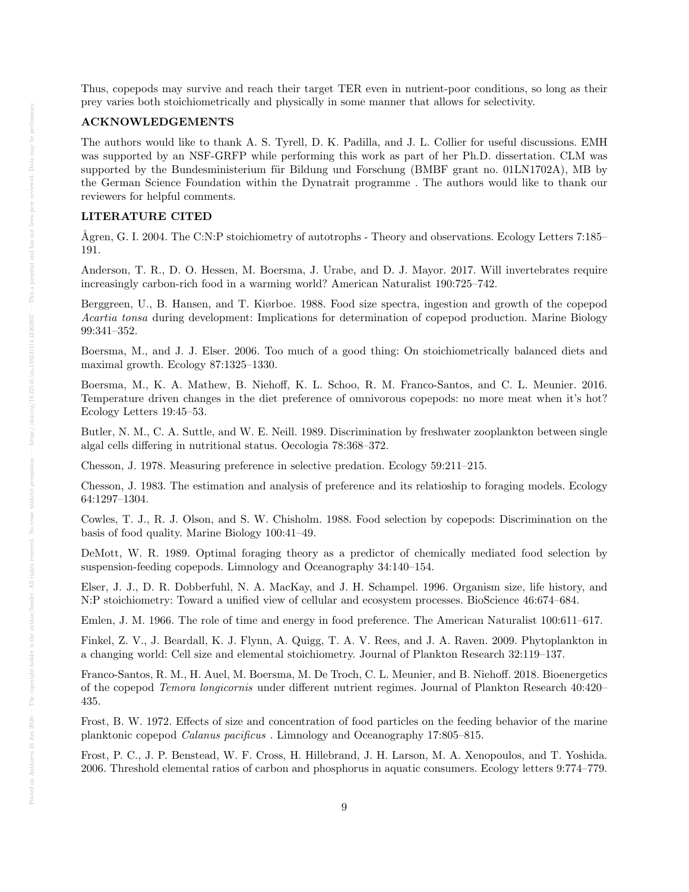Thus, copepods may survive and reach their target TER even in nutrient-poor conditions, so long as their prey varies both stoichiometrically and physically in some manner that allows for selectivity.

## ACKNOWLEDGEMENTS

The authors would like to thank A. S. Tyrell, D. K. Padilla, and J. L. Collier for useful discussions. EMH was supported by an NSF-GRFP while performing this work as part of her Ph.D. dissertation. CLM was supported by the Bundesministerium für Bildung und Forschung (BMBF grant no. 01LN1702A), MB by the German Science Foundation within the Dynatrait programme . The authors would like to thank our reviewers for helpful comments.

## LITERATURE CITED

Ågren, G. I. 2004. The C:N:P stoichiometry of autotrophs - Theory and observations. Ecology Letters 7:185–191.

Anderson, T. R., D. O. Hessen, M. Boersma, J. Urabe, and D. J. Mayor. 2017. Will invertebrates require increasingly carbon-rich food in a warming world? American Naturalist 190:725–742.

Berggreen, U., B. Hansen, and T. Kiørboe. 1988. Food size spectra, ingestion and growth of the copepod *Acartia tonsa* during development: Implications for determination of copepod production. Marine Biology 99:341–352.

Boersma, M., and J. J. Elser. 2006. Too much of a good thing: On stoichiometrically balanced diets and maximal growth. Ecology 87:1325–1330.

Boersma, M., K. A. Mathew, B. Niehoff, K. L. Schoo, R. M. Franco-Santos, and C. L. Meunier. 2016. Temperature driven changes in the diet preference of omnivorous copepods: no more meat when it's hot? Ecology Letters 19:45–53.

Butler, N. M., C. A. Suttle, and W. E. Neill. 1989. Discrimination by freshwater zooplankton between single algal cells differing in nutritional status. Oecologia 78:368–372.

Chesson, J. 1978. Measuring preference in selective predation. Ecology 59:211–215.

Chesson, J. 1983. The estimation and analysis of preference and its relatioship to foraging models. Ecology 64:1297–1304.

Cowles, T. J., R. J. Olson, and S. W. Chisholm. 1988. Food selection by copepods: Discrimination on the basis of food quality. Marine Biology 100:41–49.

DeMott, W. R. 1989. Optimal foraging theory as a predictor of chemically mediated food selection by suspension-feeding copepods. Limnology and Oceanography 34:140–154.

Elser, J. J., D. R. Dobberfuhl, N. A. MacKay, and J. H. Schampel. 1996. Organism size, life history, and N:P stoichiometry: Toward a unified view of cellular and ecosystem processes. BioScience 46:674–684.

Emlen, J. M. 1966. The role of time and energy in food preference. The American Naturalist 100:611–617.

Finkel, Z. V., J. Beardall, K. J. Flynn, A. Quigg, T. A. V. Rees, and J. A. Raven. 2009. Phytoplankton in a changing world: Cell size and elemental stoichiometry. Journal of Plankton Research 32:119–137.

Franco-Santos, R. M., H. Auel, M. Boersma, M. De Troch, C. L. Meunier, and B. Niehoff. 2018. Bioenergetics of the copepod *Temora longicornis* under different nutrient regimes. Journal of Plankton Research 40:420–435.

Frost, B. W. 1972. Effects of size and concentration of food particles on the feeding behavior of the marine planktonic copepod *Calanus pacificus* . Limnology and Oceanography 17:805–815.

Frost, P. C., J. P. Benstead, W. F. Cross, H. Hillebrand, J. H. Larson, M. A. Xenopoulos, and T. Yoshida. 2006. Threshold elemental ratios of carbon and phosphorus in aquatic consumers. Ecology letters 9:774–779.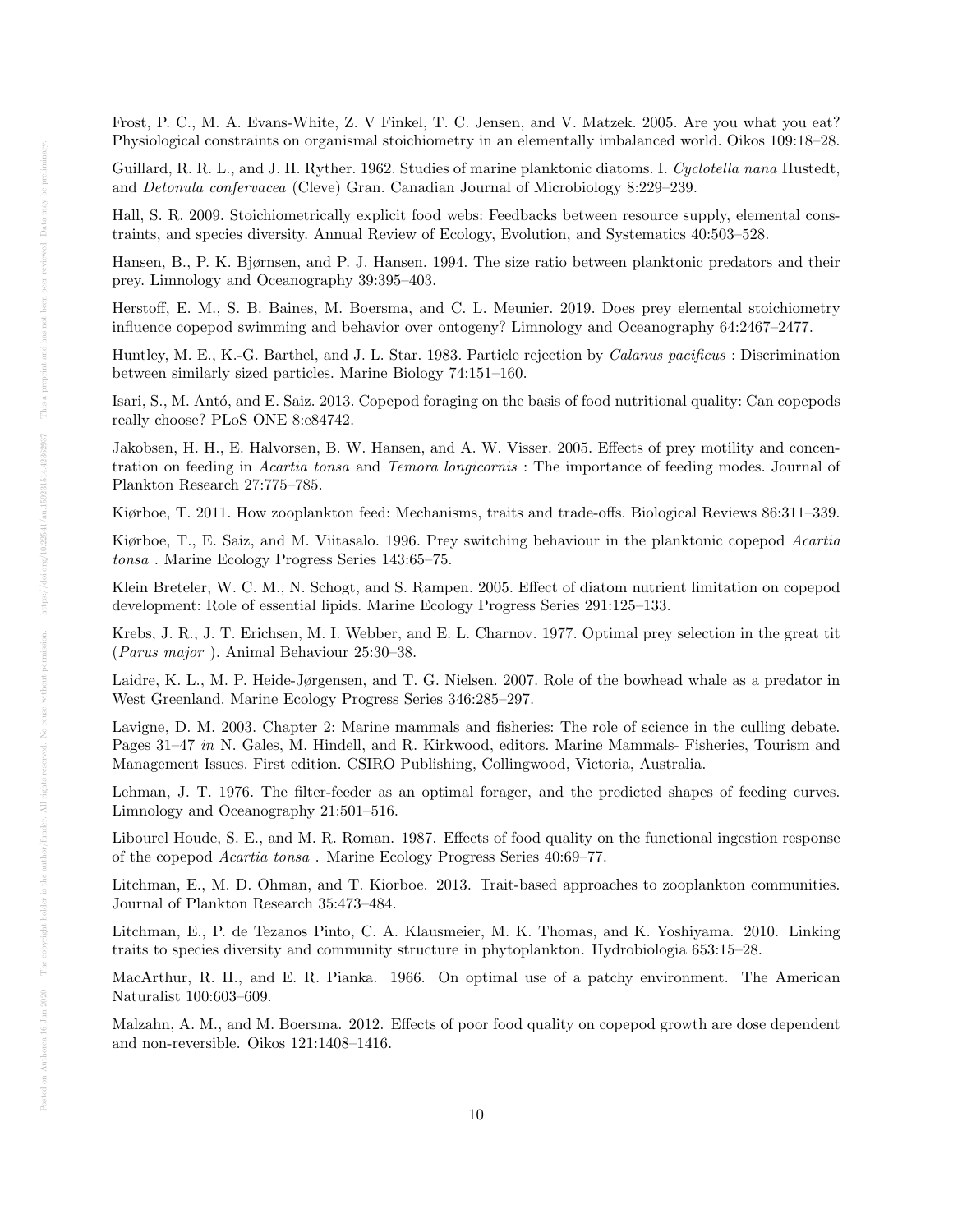Frost, P. C., M. A. Evans-White, Z. V Finkel, T. C. Jensen, and V. Matzek. 2005. Are you what you eat? Physiological constraints on organismal stoichiometry in an elementally imbalanced world. Oikos 109:18–28.

Guillard, R. R. L., and J. H. Ryther. 1962. Studies of marine planktonic diatoms. I. *Cyclotella nana* Hustedt, and *Detonula confervacea* (Cleve) Gran. Canadian Journal of Microbiology 8:229–239.

Hall, S. R. 2009. Stoichiometrically explicit food webs: Feedbacks between resource supply, elemental constraints, and species diversity. Annual Review of Ecology, Evolution, and Systematics 40:503–528.

Hansen, B., P. K. Bjørnsen, and P. J. Hansen. 1994. The size ratio between planktonic predators and their prey. Limnology and Oceanography 39:395–403.

Herstoff, E. M., S. B. Baines, M. Boersma, and C. L. Meunier. 2019. Does prey elemental stoichiometry influence copepod swimming and behavior over ontogeny? Limnology and Oceanography 64:2467–2477.

Huntley, M. E., K.-G. Barthel, and J. L. Star. 1983. Particle rejection by *Calanus pacificus* : Discrimination between similarly sized particles. Marine Biology 74:151–160.

Isari, S., M. Antó, and E. Saiz. 2013. Copepod foraging on the basis of food nutritional quality: Can copepods really choose? PLoS ONE 8:e84742.

Jakobsen, H. H., E. Halvorsen, B. W. Hansen, and A. W. Visser. 2005. Effects of prey motility and concentration on feeding in *Acartia tonsa* and *Temora longicornis* : The importance of feeding modes. Journal of Plankton Research 27:775–785.

Kiørboe, T. 2011. How zooplankton feed: Mechanisms, traits and trade-offs. Biological Reviews 86:311–339.

Kiørboe, T., E. Saiz, and M. Viitasalo. 1996. Prey switching behaviour in the planktonic copepod *Acartia tonsa* . Marine Ecology Progress Series 143:65–75.

Klein Breteler, W. C. M., N. Schogt, and S. Rampen. 2005. Effect of diatom nutrient limitation on copepod development: Role of essential lipids. Marine Ecology Progress Series 291:125–133.

Krebs, J. R., J. T. Erichsen, M. I. Webber, and E. L. Charnov. 1977. Optimal prey selection in the great tit (*Parus major* ). Animal Behaviour 25:30–38.

Laidre, K. L., M. P. Heide-Jørgensen, and T. G. Nielsen. 2007. Role of the bowhead whale as a predator in West Greenland. Marine Ecology Progress Series 346:285–297.

Lavigne, D. M. 2003. Chapter 2: Marine mammals and fisheries: The role of science in the culling debate. Pages 31–47 *in* N. Gales, M. Hindell, and R. Kirkwood, editors. Marine Mammals- Fisheries, Tourism and Management Issues. First edition. CSIRO Publishing, Collingwood, Victoria, Australia.

Lehman, J. T. 1976. The filter-feeder as an optimal forager, and the predicted shapes of feeding curves. Limnology and Oceanography 21:501–516.

Libourel Houde, S. E., and M. R. Roman. 1987. Effects of food quality on the functional ingestion response of the copepod *Acartia tonsa* . Marine Ecology Progress Series 40:69–77.

Litchman, E., M. D. Ohman, and T. Kiorboe. 2013. Trait-based approaches to zooplankton communities. Journal of Plankton Research 35:473–484.

Litchman, E., P. de Tezanos Pinto, C. A. Klausmeier, M. K. Thomas, and K. Yoshiyama. 2010. Linking traits to species diversity and community structure in phytoplankton. Hydrobiologia 653:15–28.

MacArthur, R. H., and E. R. Pianka. 1966. On optimal use of a patchy environment. The American Naturalist 100:603–609.

Malzahn, A. M., and M. Boersma. 2012. Effects of poor food quality on copepod growth are dose dependent and non-reversible. Oikos 121:1408–1416.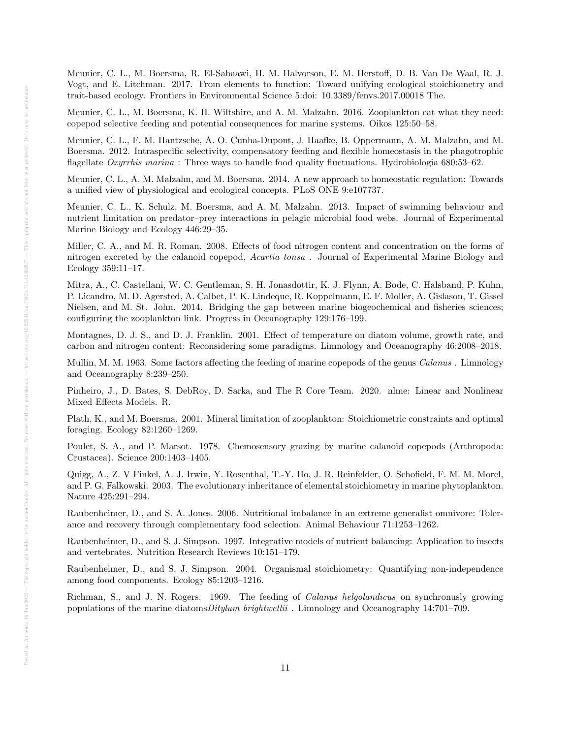Meunier, C. L., M. Boersma, R. El-Sabaawi, H. M. Halvorson, E. M. Herstoff, D. B. Van De Waal, R. J. Vogt, and E. Litchman. 2017. From elements to function: Toward unifying ecological stoichiometry and trait-based ecology. Frontiers in Environmental Science 5:doi: 10.3389/fenvs.2017.00018 The.

Meunier, C. L., M. Boersma, K. H. Wiltshire, and A. M. Malzahn. 2016. Zooplankton eat what they need: copepod selective feeding and potential consequences for marine systems. Oikos 125:50–58.

Meunier, C. L., F. M. Hantzsche, A. O. Cunha-Dupont, J. Haafke, B. Oppermann, A. M. Malzahn, and M. Boersma. 2012. Intraspecific selectivity, compensatory feeding and flexible homeostasis in the phagotrophic flagellate *Oxyrrhis marina* : Three ways to handle food quality fluctuations. Hydrobiologia 680:53–62.

Meunier, C. L., A. M. Malzahn, and M. Boersma. 2014. A new approach to homeostatic regulation: Towards a unified view of physiological and ecological concepts. PLoS ONE 9:e107737.

Meunier, C. L., K. Schulz, M. Boersma, and A. M. Malzahn. 2013. Impact of swimming behaviour and nutrient limitation on predator–prey interactions in pelagic microbial food webs. Journal of Experimental Marine Biology and Ecology 446:29–35.

Miller, C. A., and M. R. Roman. 2008. Effects of food nitrogen content and concentration on the forms of nitrogen excreted by the calanoid copepod, *Acartia tonsa* . Journal of Experimental Marine Biology and Ecology 359:11–17.

Mitra, A., C. Castellani, W. C. Gentleman, S. H. Jonasdottir, K. J. Flynn, A. Bode, C. Halsband, P. Kuhn, P. Licandro, M. D. Agersted, A. Calbet, P. K. Lindeque, R. Koppelmann, E. F. Moller, A. Gislason, T. Gissel Nielsen, and M. St. John. 2014. Bridging the gap between marine biogeochemical and fisheries sciences; configuring the zooplankton link. Progress in Oceanography 129:176–199.

Montagnes, D. J. S., and D. J. Franklin. 2001. Effect of temperature on diatom volume, growth rate, and carbon and nitrogen content: Reconsidering some paradigms. Limnology and Oceanography 46:2008–2018.

Mullin, M. M. 1963. Some factors affecting the feeding of marine copepods of the genus *Calanus* . Limnology and Oceanography 8:239–250.

Pinheiro, J., D. Bates, S. DebRoy, D. Sarka, and The R Core Team. 2020. nlme: Linear and Nonlinear Mixed Effects Models. R.

Plath, K., and M. Boersma. 2001. Mineral limitation of zooplankton: Stoichiometric constraints and optimal foraging. Ecology 82:1260–1269.

Poulet, S. A., and P. Marsot. 1978. Chemosensory grazing by marine calanoid copepods (Arthropoda: Crustacea). Science 200:1403–1405.

Quigg, A., Z. V Finkel, A. J. Irwin, Y. Rosenthal, T.-Y. Ho, J. R. Reinfelder, O. Schofield, F. M. M. Morel, and P. G. Falkowski. 2003. The evolutionary inheritance of elemental stoichiometry in marine phytoplankton. Nature 425:291–294.

Raubenheimer, D., and S. A. Jones. 2006. Nutritional imbalance in an extreme generalist omnivore: Tolerance and recovery through complementary food selection. Animal Behaviour 71:1253–1262.

Raubenheimer, D., and S. J. Simpson. 1997. Integrative models of nutrient balancing: Application to insects and vertebrates. Nutrition Research Reviews 10:151–179.

Raubenheimer, D., and S. J. Simpson. 2004. Organismal stoichiometry: Quantifying non-independence among food components. Ecology 85:1203–1216.

Richman, S., and J. N. Rogers. 1969. The feeding of *Calanus helgolandicus* on synchronusly growing populations of the marine diatoms*Ditylum brightwellii* . Limnology and Oceanography 14:701–709.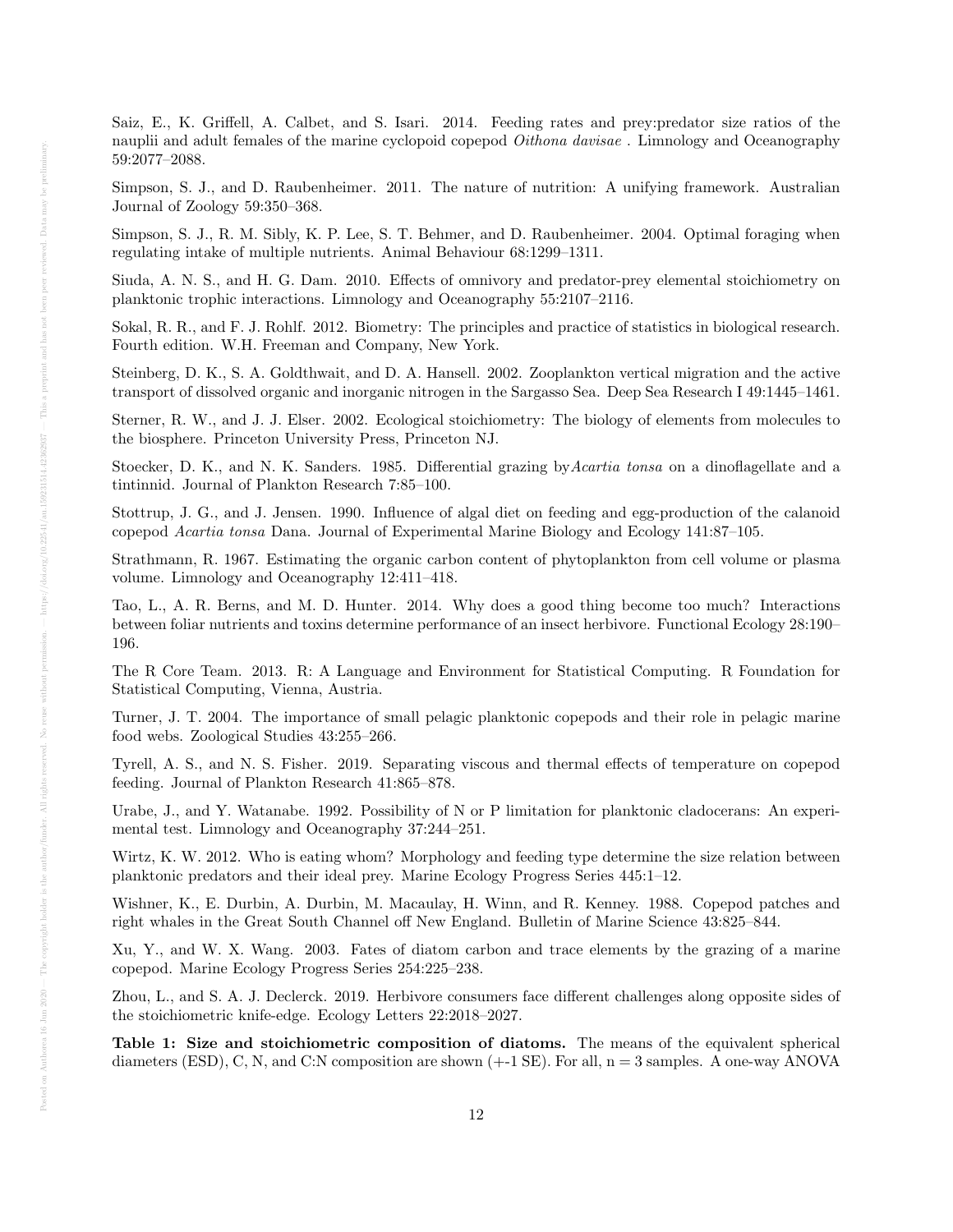Saiz, E., K. Griffell, A. Calbet, and S. Isari. 2014. Feeding rates and prey:predator size ratios of the nauplii and adult females of the marine cyclopoid copepod *Oithona davisae* . Limnology and Oceanography 59:2077–2088.

Simpson, S. J., and D. Raubenheimer. 2011. The nature of nutrition: A unifying framework. Australian Journal of Zoology 59:350–368.

Simpson, S. J., R. M. Sibly, K. P. Lee, S. T. Behmer, and D. Raubenheimer. 2004. Optimal foraging when regulating intake of multiple nutrients. Animal Behaviour 68:1299–1311.

Siuda, A. N. S., and H. G. Dam. 2010. Effects of omnivory and predator-prey elemental stoichiometry on planktonic trophic interactions. Limnology and Oceanography 55:2107–2116.

Sokal, R. R., and F. J. Rohlf. 2012. Biometry: The principles and practice of statistics in biological research. Fourth edition. W.H. Freeman and Company, New York.

Steinberg, D. K., S. A. Goldthwait, and D. A. Hansell. 2002. Zooplankton vertical migration and the active transport of dissolved organic and inorganic nitrogen in the Sargasso Sea. Deep Sea Research I 49:1445–1461.

Sterner, R. W., and J. J. Elser. 2002. Ecological stoichiometry: The biology of elements from molecules to the biosphere. Princeton University Press, Princeton NJ.

Stoecker, D. K., and N. K. Sanders. 1985. Differential grazing by*Acartia tonsa* on a dinoflagellate and a tintinnid. Journal of Plankton Research 7:85–100.

Stottrup, J. G., and J. Jensen. 1990. Influence of algal diet on feeding and egg-production of the calanoid copepod *Acartia tonsa* Dana. Journal of Experimental Marine Biology and Ecology 141:87–105.

Strathmann, R. 1967. Estimating the organic carbon content of phytoplankton from cell volume or plasma volume. Limnology and Oceanography 12:411–418.

Tao, L., A. R. Berns, and M. D. Hunter. 2014. Why does a good thing become too much? Interactions between foliar nutrients and toxins determine performance of an insect herbivore. Functional Ecology 28:190–196.

The R Core Team. 2013. R: A Language and Environment for Statistical Computing. R Foundation for Statistical Computing, Vienna, Austria.

Turner, J. T. 2004. The importance of small pelagic planktonic copepods and their role in pelagic marine food webs. Zoological Studies 43:255–266.

Tyrell, A. S., and N. S. Fisher. 2019. Separating viscous and thermal effects of temperature on copepod feeding. Journal of Plankton Research 41:865–878.

Urabe, J., and Y. Watanabe. 1992. Possibility of N or P limitation for planktonic cladocerans: An experimental test. Limnology and Oceanography 37:244–251.

Wirtz, K. W. 2012. Who is eating whom? Morphology and feeding type determine the size relation between planktonic predators and their ideal prey. Marine Ecology Progress Series 445:1–12.

Wishner, K., E. Durbin, A. Durbin, M. Macaulay, H. Winn, and R. Kenney. 1988. Copepod patches and right whales in the Great South Channel off New England. Bulletin of Marine Science 43:825–844.

Xu, Y., and W. X. Wang. 2003. Fates of diatom carbon and trace elements by the grazing of a marine copepod. Marine Ecology Progress Series 254:225–238.

Zhou, L., and S. A. J. Declerck. 2019. Herbivore consumers face different challenges along opposite sides of the stoichiometric knife-edge. Ecology Letters 22:2018–2027.

**Table 1: Size and stoichiometric composition of diatoms.** The means of the equivalent spherical diameters (ESD), C, N, and C:N composition are shown (+-1 SE). For all, n = 3 samples. A one-way ANOVA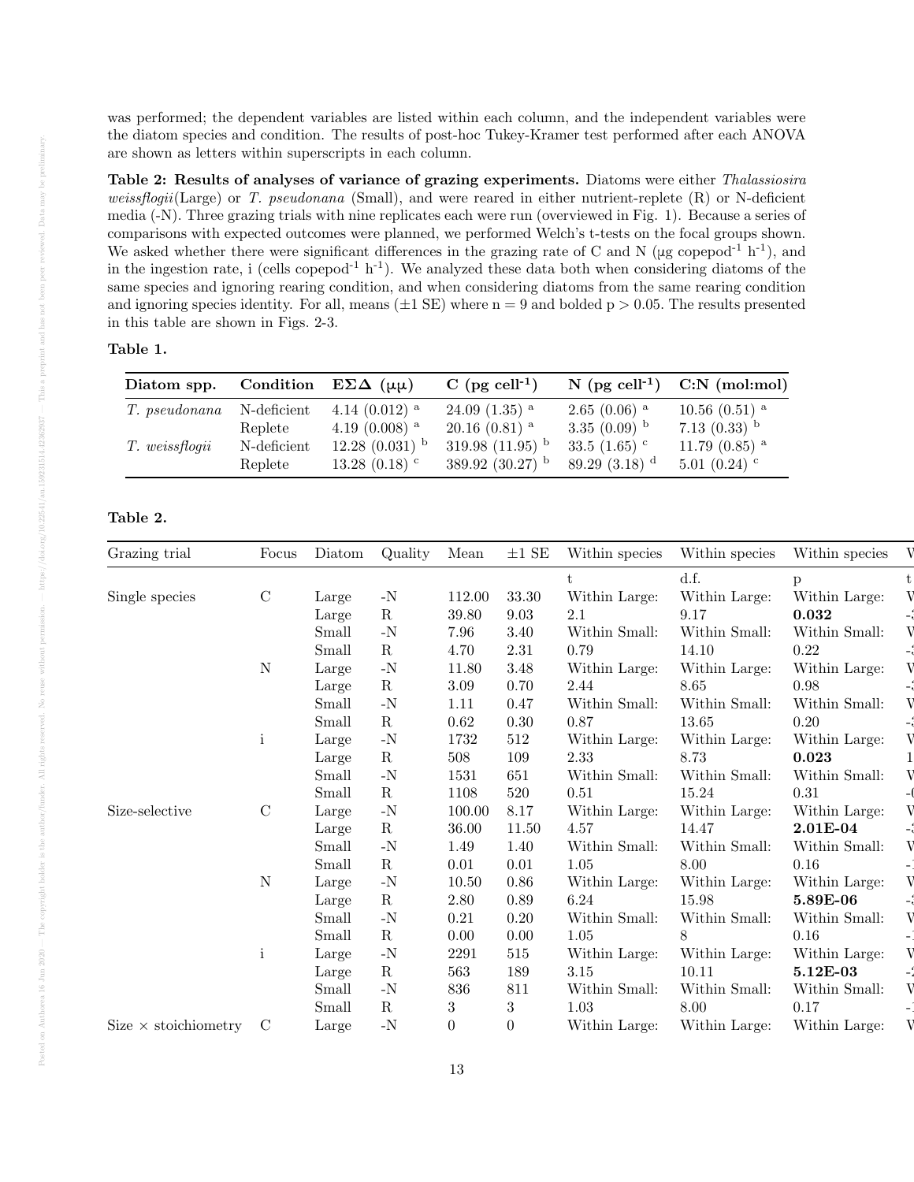was performed; the dependent variables are listed within each column, and the independent variables were the diatom species and condition. The results of post-hoc Tukey-Kramer test performed after each ANOVA are shown as letters within superscripts in each column.

**Table 2: Results of analyses of variance of grazing experiments.** Diatoms were either *Thalassiosira weissflogii*(Large) or *T. pseudonana* (Small), and were reared in either nutrient-replete (R) or N-deficient media (-N). Three grazing trials with nine replicates each were run (overviewed in Fig. 1). Because a series of comparisons with expected outcomes were planned, we performed Welch's t-tests on the focal groups shown. We asked whether there were significant differences in the grazing rate of C and N (µg copepod$^{-1}$ h$^{-1}$), and in the ingestion rate, i (cells copepod$^{-1}$ h$^{-1}$). We analyzed these data both when considering diatoms of the same species and ignoring rearing condition, and when considering diatoms from the same rearing condition and ignoring species identity. For all, means (±1 SE) where n = 9 and bolded p > 0.05. The results presented in this table are shown in Figs. 2-3.

**Table 1.**

| Diatom spp. | Condition | EΣΔ (µµ) | C (pg cell$^{-1}$) | N (pg cell$^{-1}$) | C:N (mol:mol) |
|---|---|---|---|---|---|
| *T. pseudonana* | N-deficient | 4.14 (0.012) $^{a}$ | 24.09 (1.35) $^{a}$ | 2.65 (0.06) $^{a}$ | 10.56 (0.51) $^{a}$ |
| | Replete | 4.19 (0.008) $^{a}$ | 20.16 (0.81) $^{a}$ | 3.35 (0.09) $^{b}$ | 7.13 (0.33) $^{b}$ |
| *T. weissflogii* | N-deficient | 12.28 (0.031) $^{b}$ | 319.98 (11.95) $^{b}$ | 33.5 (1.65) $^{c}$ | 11.79 (0.85) $^{a}$ |
| | Replete | 13.28 (0.18) $^{c}$ | 389.92 (30.27) $^{b}$ | 89.29 (3.18) $^{d}$ | 5.01 (0.24) $^{c}$ |

**Table 2.**

| Grazing trial | Focus | Diatom | Quality | Mean | ±1 SE | Within species | Within species | Within species | W |
|---|---|---|---|---|---|---|---|---|---|
| | | | | | | t | d.f. | p | t |
| Single species | C | Large | -N | 112.00 | 33.30 | Within Large: | Within Large: | Within Large: | W |
| | | Large | R | 39.80 | 9.03 | 2.1 | 9.17 | **0.032** | - |
| | | Small | -N | 7.96 | 3.40 | Within Small: | Within Small: | Within Small: | W |
| | | Small | R | 4.70 | 2.31 | 0.79 | 14.10 | 0.22 | - |
| | N | Large | -N | 11.80 | 3.48 | Within Large: | Within Large: | Within Large: | W |
| | | Large | R | 3.09 | 0.70 | 2.44 | 8.65 | 0.98 | - |
| | | Small | -N | 1.11 | 0.47 | Within Small: | Within Small: | Within Small: | W |
| | | Small | R | 0.62 | 0.30 | 0.87 | 13.65 | 0.20 | - |
| | i | Large | -N | 1732 | 512 | Within Large: | Within Large: | Within Large: | W |
| | | Large | R | 508 | 109 | 2.33 | 8.73 | **0.023** | 1 |
| | | Small | -N | 1531 | 651 | Within Small: | Within Small: | Within Small: | W |
| | | Small | R | 1108 | 520 | 0.51 | 15.24 | 0.31 | - |
| Size-selective | C | Large | -N | 100.00 | 8.17 | Within Large: | Within Large: | Within Large: | W |
| | | Large | R | 36.00 | 11.50 | 4.57 | 14.47 | **2.01E-04** | - |
| | | Small | -N | 1.49 | 1.40 | Within Small: | Within Small: | Within Small: | W |
| | | Small | R | 0.01 | 0.01 | 1.05 | 8.00 | 0.16 | - |
| | N | Large | -N | 10.50 | 0.86 | Within Large: | Within Large: | Within Large: | W |
| | | Large | R | 2.80 | 0.89 | 6.24 | 15.98 | **5.89E-06** | - |
| | | Small | -N | 0.21 | 0.20 | Within Small: | Within Small: | Within Small: | W |
| | | Small | R | 0.00 | 0.00 | 1.05 | 8 | 0.16 | - |
| | i | Large | -N | 2291 | 515 | Within Large: | Within Large: | Within Large: | W |
| | | Large | R | 563 | 189 | 3.15 | 10.11 | **5.12E-03** | - |
| | | Small | -N | 836 | 811 | Within Small: | Within Small: | Within Small: | W |
| | | Small | R | 3 | 3 | 1.03 | 8.00 | 0.17 | - |
| Size × stoichiometry | C | Large | -N | 0 | 0 | Within Large: | Within Large: | Within Large: | W |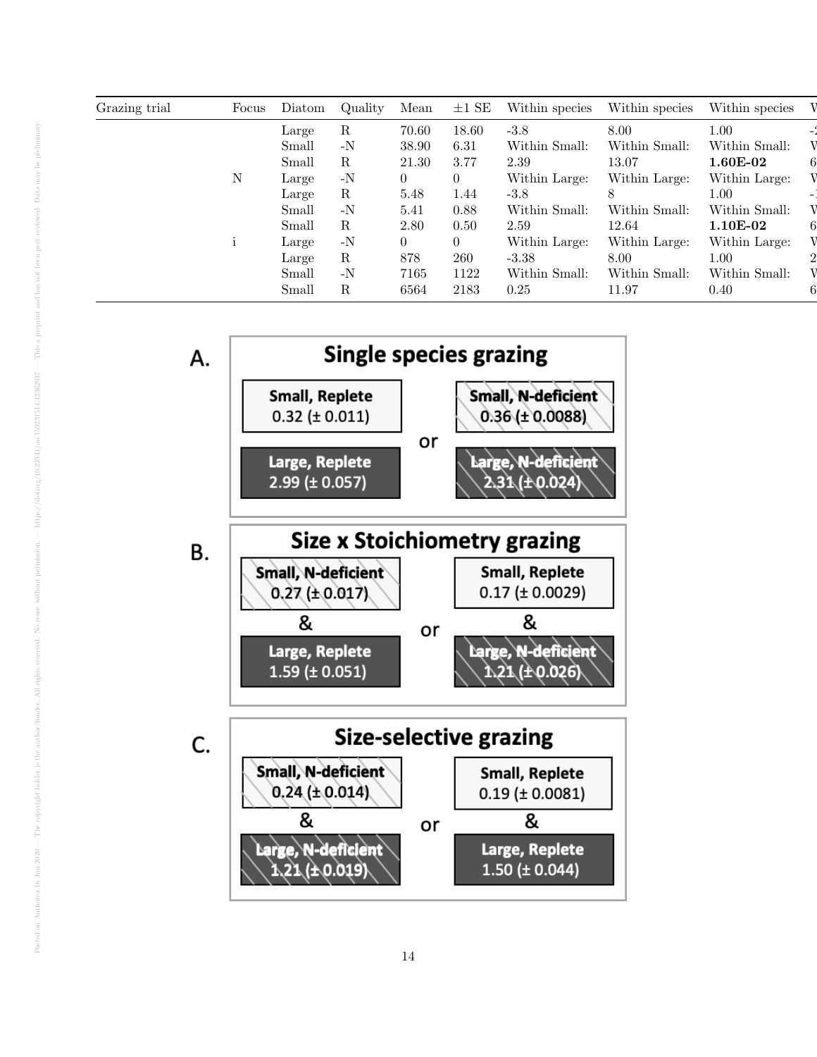| Grazing trial | Focus | Diatom | Quality | Mean | ±1 SE | Within species | Within species | Within species | W |
|---|---|---|---|---|---|---|---|---|---|
| | | Large | R | 70.60 | 18.60 | -3.8 | 8.00 | 1.00 | -2 |
| | | Small | -N | 38.90 | 6.31 | Within Small: | Within Small: | Within Small: | W |
| | | Small | R | 21.30 | 3.77 | 2.39 | 13.07 | **1.60E-02** | 6 |
| | N | Large | -N | 0 | 0 | Within Large: | Within Large: | Within Large: | W |
| | | Large | R | 5.48 | 1.44 | -3.8 | 8 | 1.00 | -1 |
| | | Small | -N | 5.41 | 0.88 | Within Small: | Within Small: | Within Small: | W |
| | | Small | R | 2.80 | 0.50 | 2.59 | 12.64 | **1.10E-02** | 6 |
| | i | Large | -N | 0 | 0 | Within Large: | Within Large: | Within Large: | W |
| | | Large | R | 878 | 260 | -3.38 | 8.00 | 1.00 | 2 |
| | | Small | -N | 7165 | 1122 | Within Small: | Within Small: | Within Small: | W |
| | | Small | R | 6564 | 2183 | 0.25 | 11.97 | 0.40 | 6 |

**A. Single species grazing**

Small, Replete 0.32 (± 0.011) or Small, N-deficient 0.36 (± 0.0088)

Large, Replete 2.99 (± 0.057) or Large, N-deficient 2.31 (± 0.024)

**B. Size x Stoichiometry grazing**

Small, N-deficient 0.27 (± 0.017) & Large, Replete 1.59 (± 0.051)

or

Small, Replete 0.17 (± 0.0029) & Large, N-deficient 1.21 (± 0.026)

**C. Size-selective grazing**

Small, N-deficient 0.24 (± 0.014) & Large, N-deficient 1.21 (± 0.019)

or

Small, Replete 0.19 (± 0.0081) & Large, Replete 1.50 (± 0.044)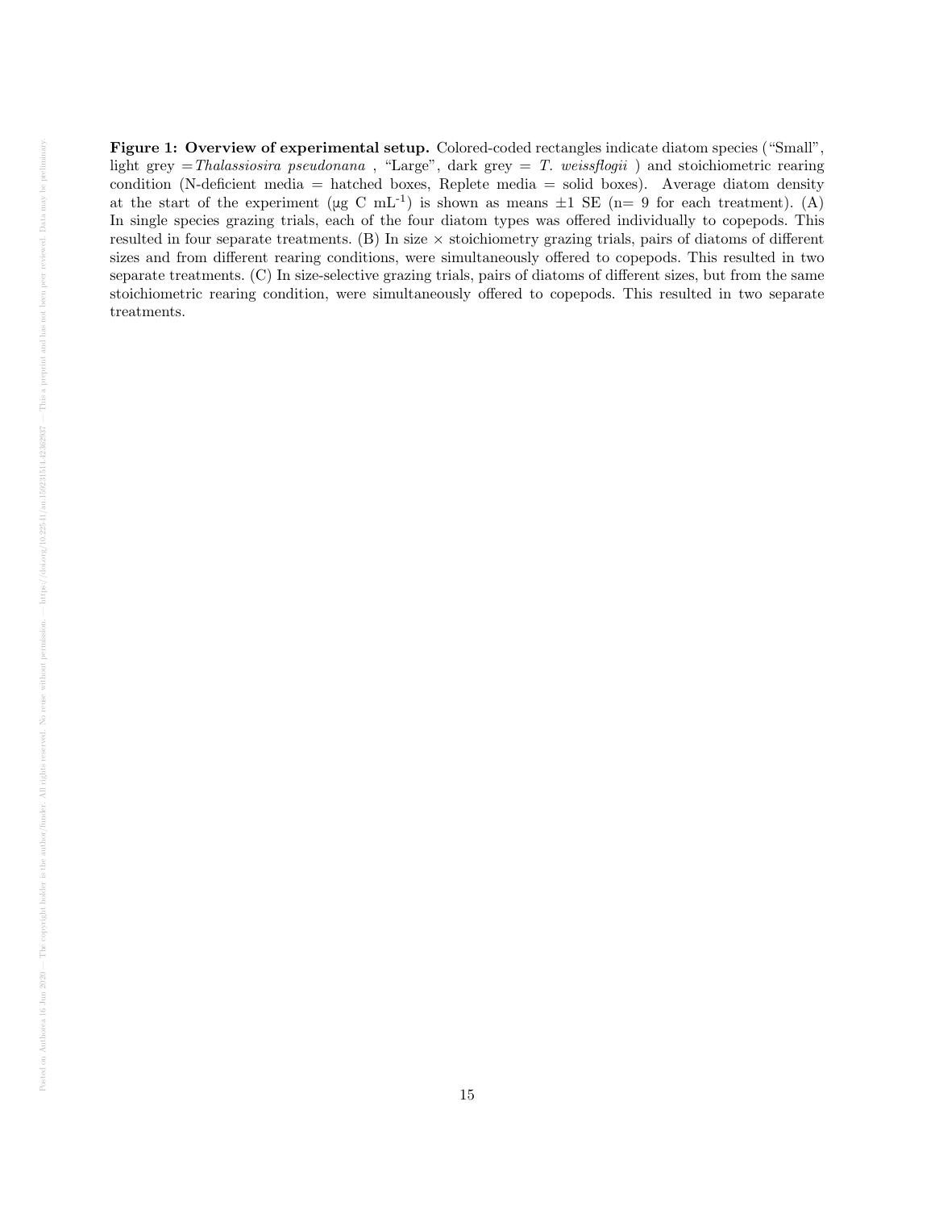**Figure 1: Overview of experimental setup.** Colored-coded rectangles indicate diatom species ("Small", light grey =*Thalassiosira pseudonana* , "Large", dark grey = *T. weissflogii* ) and stoichiometric rearing condition (N-deficient media = hatched boxes, Replete media = solid boxes). Average diatom density at the start of the experiment (µg C mL$^{-1}$) is shown as means ±1 SE (n= 9 for each treatment). (A) In single species grazing trials, each of the four diatom types was offered individually to copepods. This resulted in four separate treatments. (B) In size × stoichiometry grazing trials, pairs of diatoms of different sizes and from different rearing conditions, were simultaneously offered to copepods. This resulted in two separate treatments. (C) In size-selective grazing trials, pairs of diatoms of different sizes, but from the same stoichiometric rearing condition, were simultaneously offered to copepods. This resulted in two separate treatments.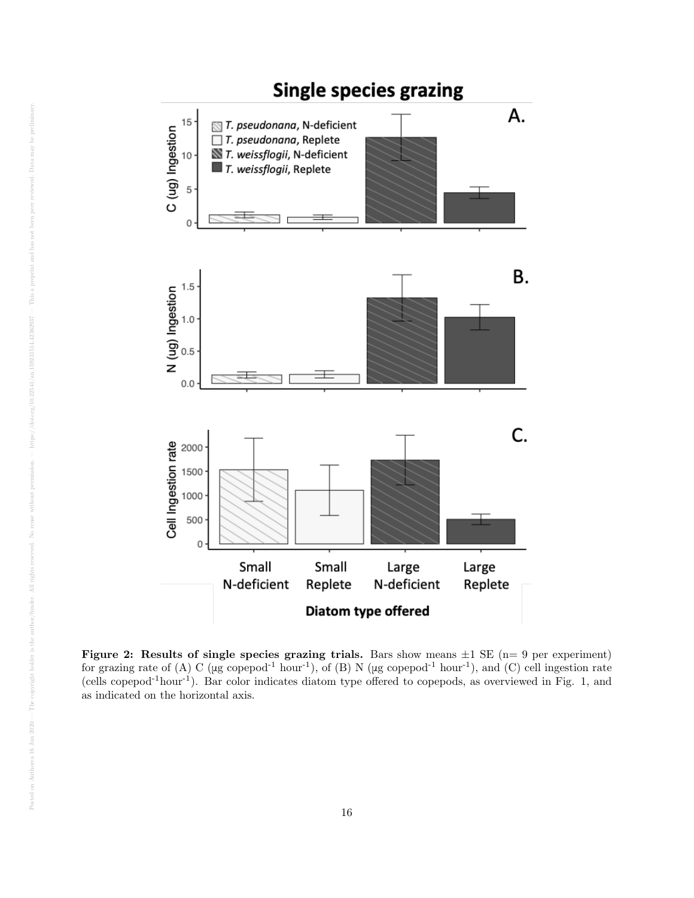**Figure 2: Results of single species grazing trials.** Bars show means ±1 SE (n= 9 per experiment) for grazing rate of (A) C (µg copepod$^{-1}$ hour$^{-1}$), of (B) N (µg copepod$^{-1}$ hour$^{-1}$), and (C) cell ingestion rate (cells copepod$^{-1}$hour$^{-1}$). Bar color indicates diatom type offered to copepods, as overviewed in Fig. 1, and as indicated on the horizontal axis.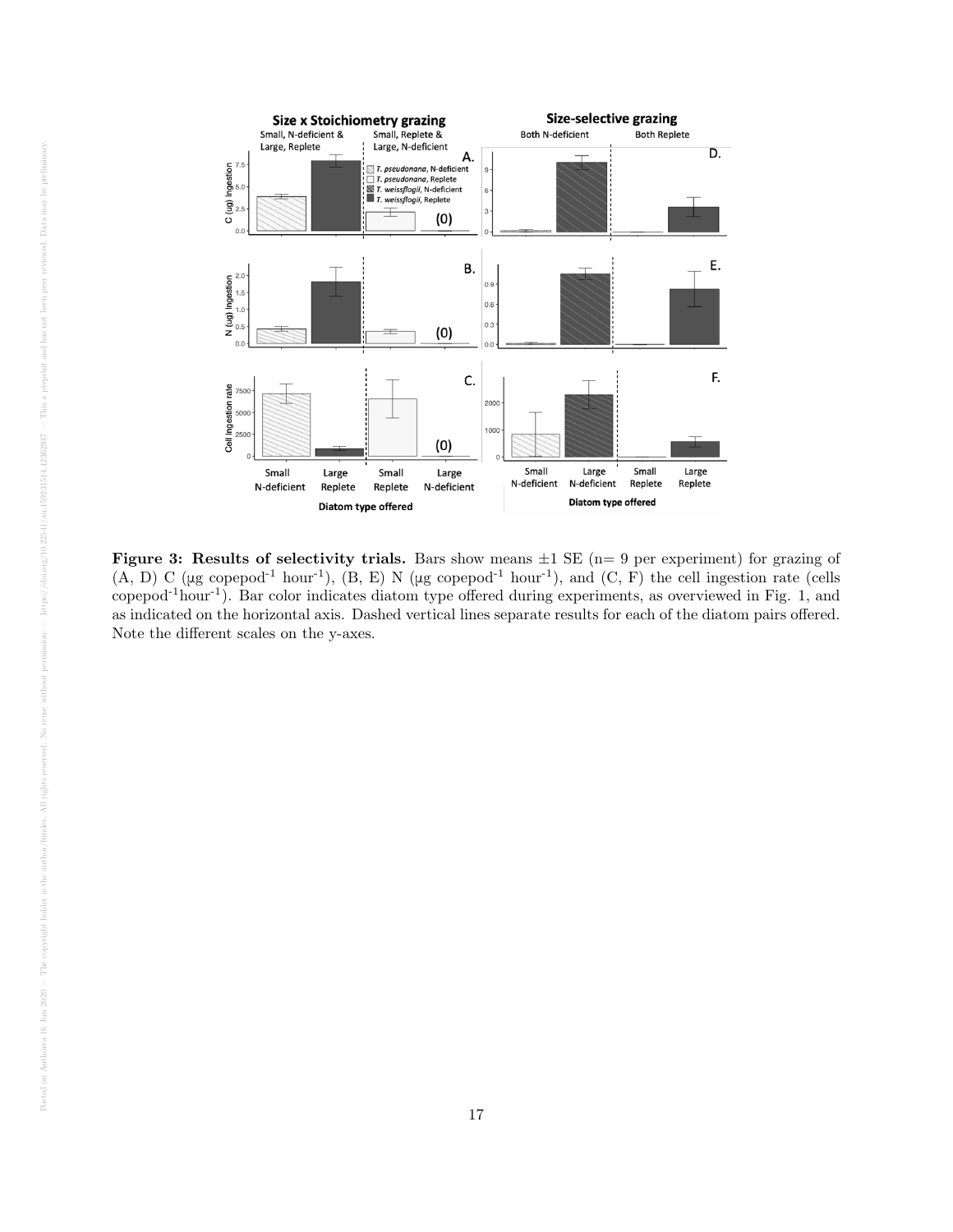**Figure 3: Results of selectivity trials.** Bars show means ±1 SE (n= 9 per experiment) for grazing of (A, D) C (µg copepod$^{-1}$ hour$^{-1}$), (B, E) N (µg copepod$^{-1}$ hour$^{-1}$), and (C, F) the cell ingestion rate (cells copepod$^{-1}$hour$^{-1}$). Bar color indicates diatom type offered during experiments, as overviewed in Fig. 1, and as indicated on the horizontal axis. Dashed vertical lines separate results for each of the diatom pairs offered. Note the different scales on the y-axes.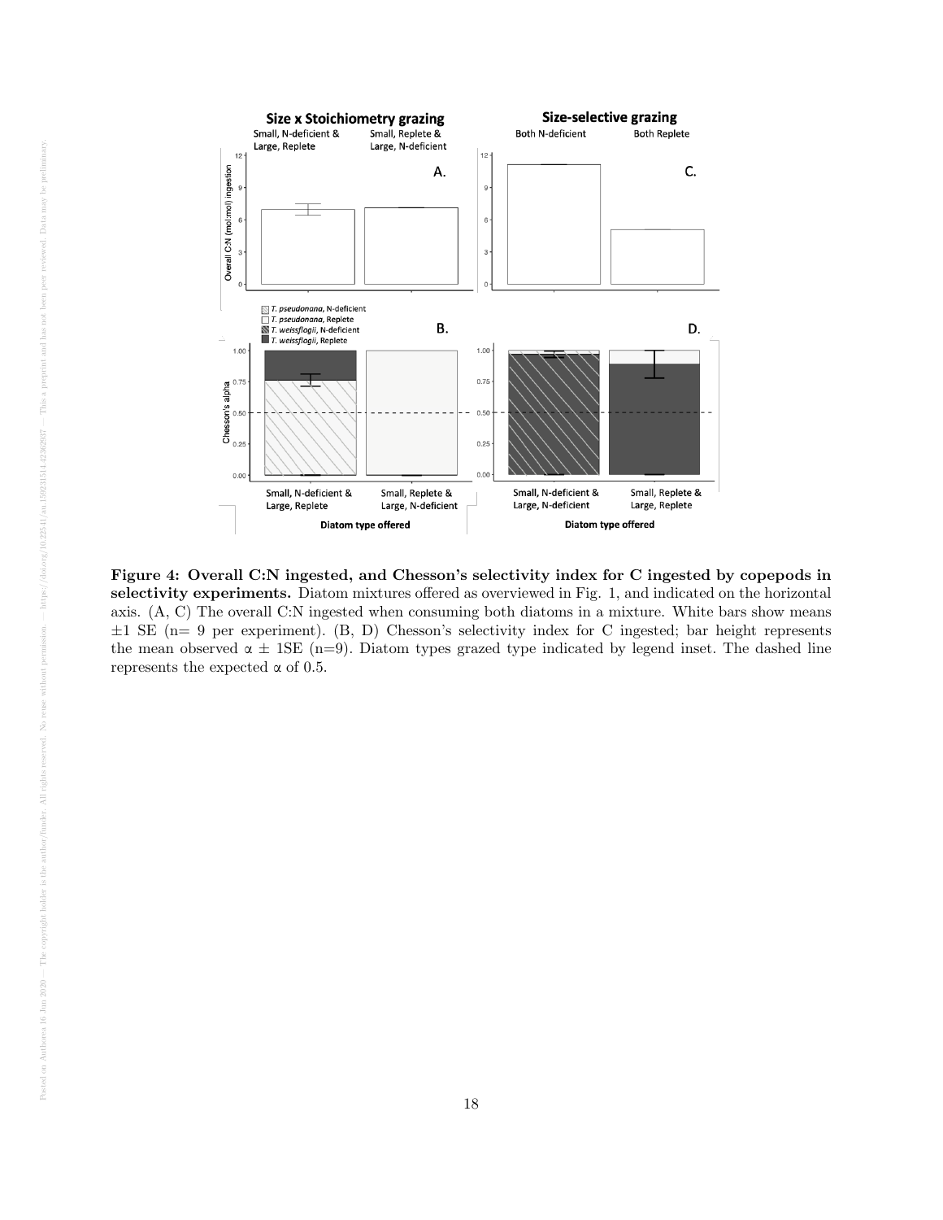Size x Stoichiometry grazing

Small, N-deficient & Large, Replete

Small, Replete & Large, N-deficient

Size-selective grazing

Both N-deficient

Both Replete

Overall C:N (mol:mol) ingestion

12
9
6
3
0

A.

C.

*T. pseudonana*, N-deficient
*T. pseudonana*, Replete
*T. weissflogii*, N-deficient
*T. weissflogii*, Replete

B.

D.

Chesson's alpha

1.00
0.75
0.50
0.25
0.00

Small, N-deficient & Large, Replete

Small, Replete & Large, N-deficient

Small, N-deficient & Large, N-deficient

Small, Replete & Large, Replete

Diatom type offered

Diatom type offered

**Figure 4: Overall C:N ingested, and Chesson's selectivity index for C ingested by copepods in selectivity experiments.** Diatom mixtures offered as overviewed in Fig. 1, and indicated on the horizontal axis. (A, C) The overall C:N ingested when consuming both diatoms in a mixture. White bars show means $\pm 1$ SE (n= 9 per experiment). (B, D) Chesson's selectivity index for C ingested; bar height represents the mean observed $\alpha \pm$ 1SE (n=9). Diatom types grazed type indicated by legend inset. The dashed line represents the expected $\alpha$ of 0.5.